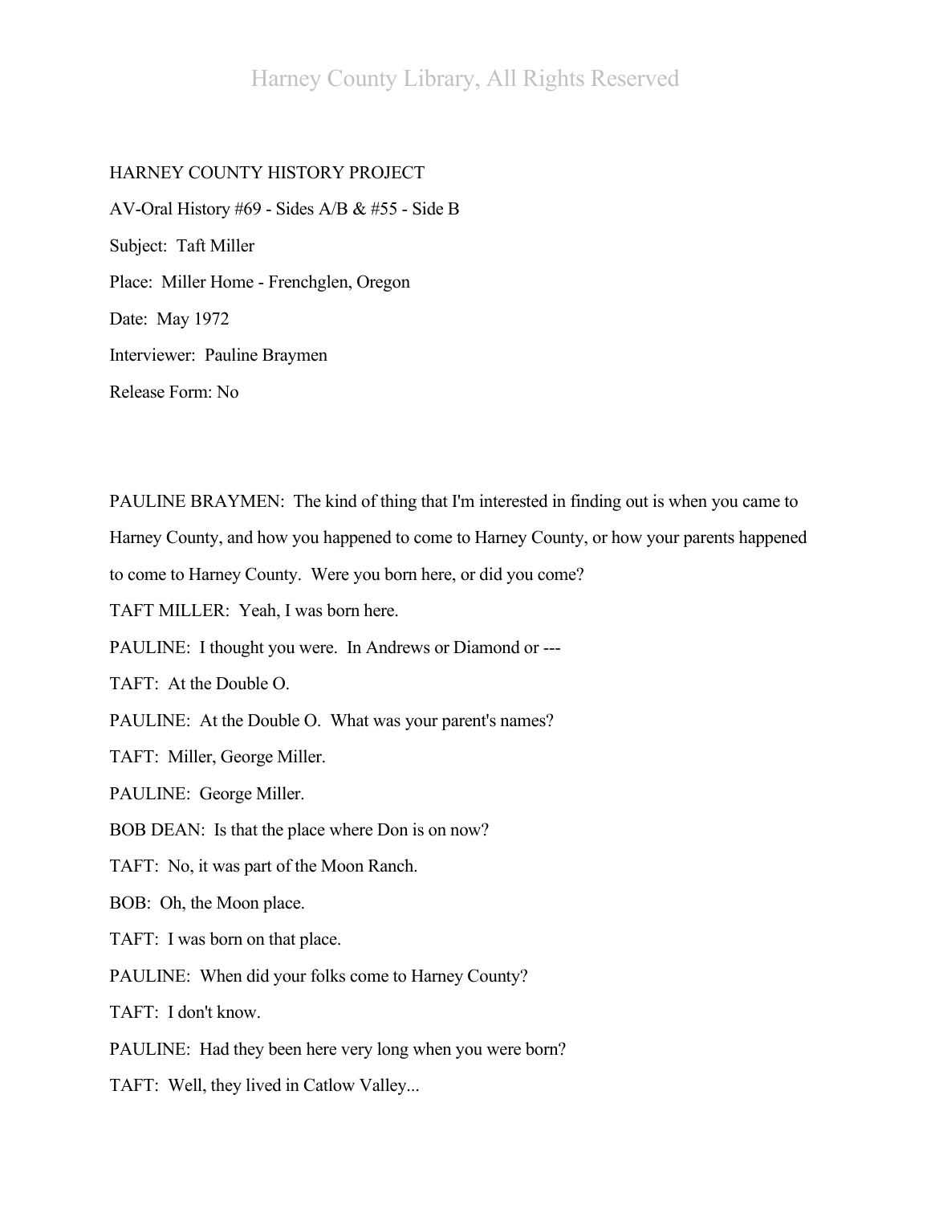HARNEY COUNTY HISTORY PROJECT

AV-Oral History #69 - Sides A/B & #55 - Side B

Subject: Taft Miller

Place: Miller Home - Frenchglen, Oregon

Date: May 1972

Interviewer: Pauline Braymen

Release Form: No

PAULINE BRAYMEN: The kind of thing that I'm interested in finding out is when you came to Harney County, and how you happened to come to Harney County, or how your parents happened to come to Harney County. Were you born here, or did you come?

TAFT MILLER: Yeah, I was born here.

PAULINE: I thought you were. In Andrews or Diamond or ---

TAFT: At the Double O.

PAULINE: At the Double O. What was your parent's names?

TAFT: Miller, George Miller.

PAULINE: George Miller.

BOB DEAN: Is that the place where Don is on now?

TAFT: No, it was part of the Moon Ranch.

BOB: Oh, the Moon place.

TAFT: I was born on that place.

PAULINE: When did your folks come to Harney County?

TAFT: I don't know.

PAULINE: Had they been here very long when you were born?

TAFT: Well, they lived in Catlow Valley...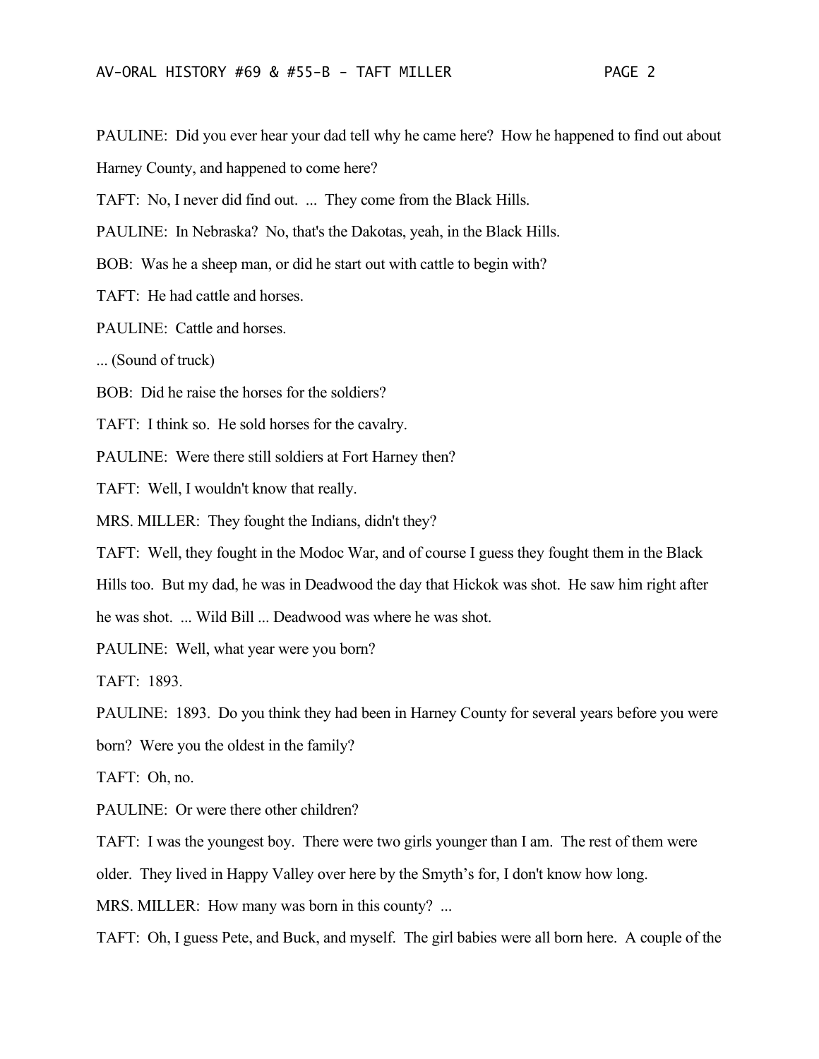PAULINE: Did you ever hear your dad tell why he came here? How he happened to find out about Harney County, and happened to come here?

TAFT: No, I never did find out. ... They come from the Black Hills.

PAULINE: In Nebraska? No, that's the Dakotas, yeah, in the Black Hills.

BOB: Was he a sheep man, or did he start out with cattle to begin with?

TAFT: He had cattle and horses.

PAULINE: Cattle and horses.

... (Sound of truck)

BOB: Did he raise the horses for the soldiers?

TAFT: I think so. He sold horses for the cavalry.

PAULINE: Were there still soldiers at Fort Harney then?

TAFT: Well, I wouldn't know that really.

MRS. MILLER: They fought the Indians, didn't they?

TAFT: Well, they fought in the Modoc War, and of course I guess they fought them in the Black Hills too. But my dad, he was in Deadwood the day that Hickok was shot. He saw him right after he was shot. ... Wild Bill ... Deadwood was where he was shot.

PAULINE: Well, what year were you born?

TAFT: 1893.

PAULINE: 1893. Do you think they had been in Harney County for several years before you were born? Were you the oldest in the family?

TAFT: Oh, no.

PAULINE: Or were there other children?

TAFT: I was the youngest boy. There were two girls younger than I am. The rest of them were older. They lived in Happy Valley over here by the Smyth's for, I don't know how long.

MRS. MILLER: How many was born in this county? ...

TAFT: Oh, I guess Pete, and Buck, and myself. The girl babies were all born here. A couple of the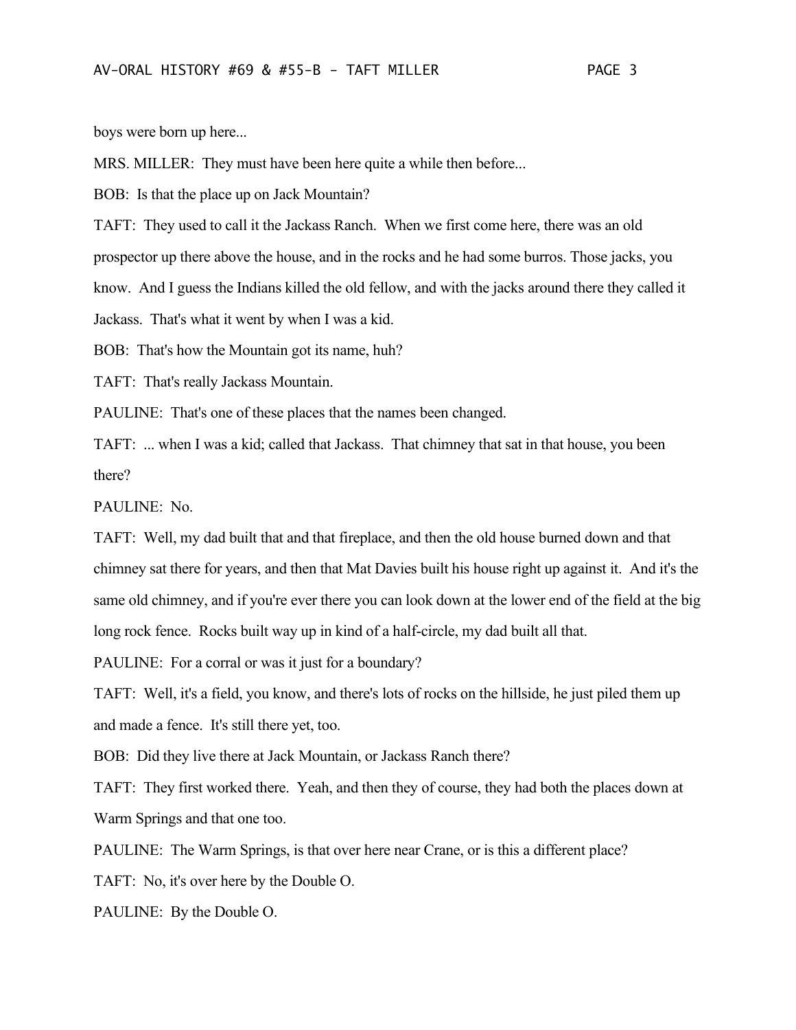boys were born up here...

MRS. MILLER: They must have been here quite a while then before...

BOB: Is that the place up on Jack Mountain?

TAFT: They used to call it the Jackass Ranch. When we first come here, there was an old prospector up there above the house, and in the rocks and he had some burros. Those jacks, you know. And I guess the Indians killed the old fellow, and with the jacks around there they called it Jackass. That's what it went by when I was a kid.

BOB: That's how the Mountain got its name, huh?

TAFT: That's really Jackass Mountain.

PAULINE: That's one of these places that the names been changed.

TAFT: ... when I was a kid; called that Jackass. That chimney that sat in that house, you been there?

PAULINE: No.

TAFT: Well, my dad built that and that fireplace, and then the old house burned down and that chimney sat there for years, and then that Mat Davies built his house right up against it. And it's the same old chimney, and if you're ever there you can look down at the lower end of the field at the big long rock fence. Rocks built way up in kind of a half-circle, my dad built all that.

PAULINE: For a corral or was it just for a boundary?

TAFT: Well, it's a field, you know, and there's lots of rocks on the hillside, he just piled them up and made a fence. It's still there yet, too.

BOB: Did they live there at Jack Mountain, or Jackass Ranch there?

TAFT: They first worked there. Yeah, and then they of course, they had both the places down at Warm Springs and that one too.

PAULINE: The Warm Springs, is that over here near Crane, or is this a different place?

TAFT: No, it's over here by the Double O.

PAULINE: By the Double O.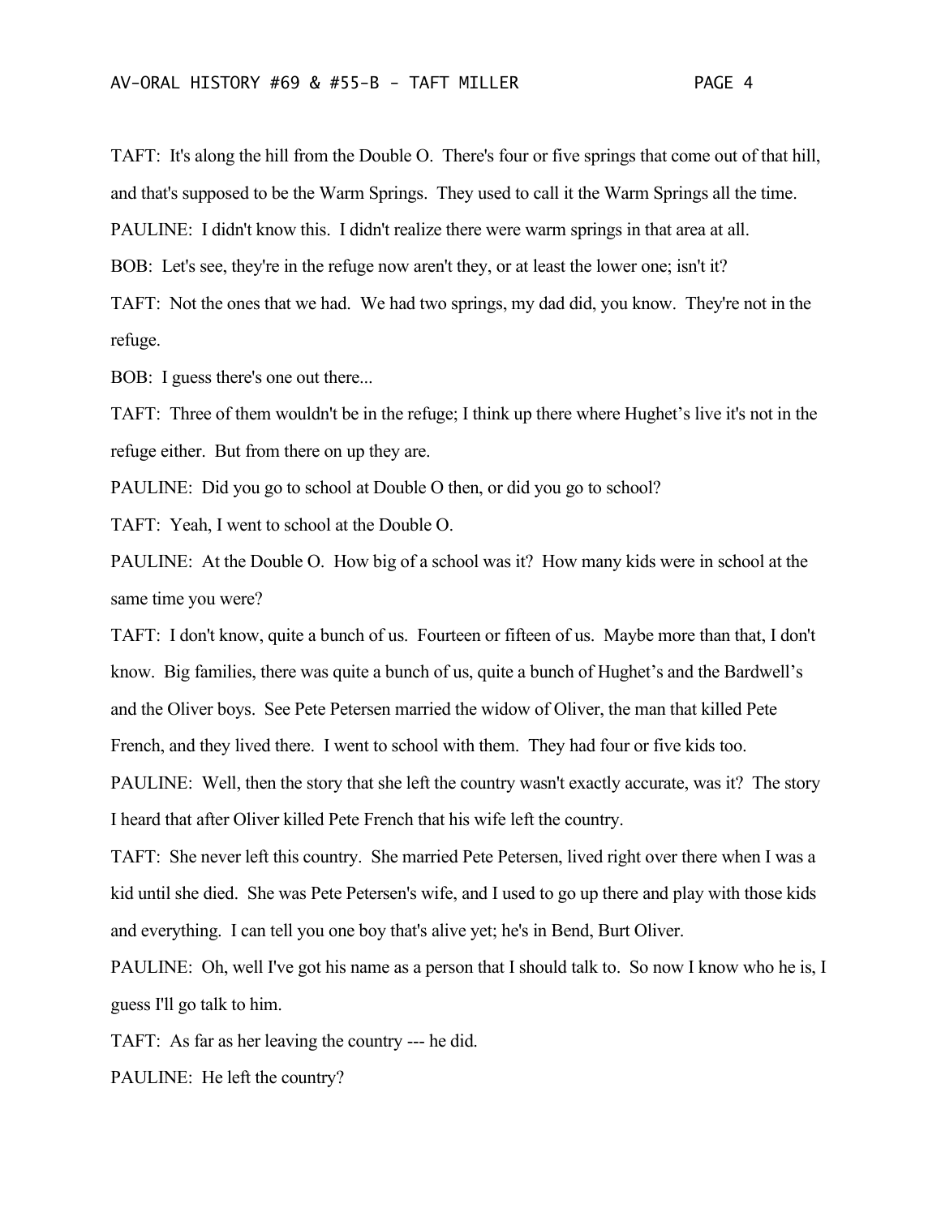TAFT: It's along the hill from the Double O. There's four or five springs that come out of that hill, and that's supposed to be the Warm Springs. They used to call it the Warm Springs all the time.

PAULINE: I didn't know this. I didn't realize there were warm springs in that area at all.

BOB: Let's see, they're in the refuge now aren't they, or at least the lower one; isn't it?

TAFT: Not the ones that we had. We had two springs, my dad did, you know. They're not in the refuge.

BOB: I guess there's one out there...

TAFT: Three of them wouldn't be in the refuge; I think up there where Hughet's live it's not in the refuge either. But from there on up they are.

PAULINE: Did you go to school at Double O then, or did you go to school?

TAFT: Yeah, I went to school at the Double O.

PAULINE: At the Double O. How big of a school was it? How many kids were in school at the same time you were?

TAFT: I don't know, quite a bunch of us. Fourteen or fifteen of us. Maybe more than that, I don't know. Big families, there was quite a bunch of us, quite a bunch of Hughet's and the Bardwell's and the Oliver boys. See Pete Petersen married the widow of Oliver, the man that killed Pete French, and they lived there. I went to school with them. They had four or five kids too.

PAULINE: Well, then the story that she left the country wasn't exactly accurate, was it? The story I heard that after Oliver killed Pete French that his wife left the country.

TAFT: She never left this country. She married Pete Petersen, lived right over there when I was a kid until she died. She was Pete Petersen's wife, and I used to go up there and play with those kids and everything. I can tell you one boy that's alive yet; he's in Bend, Burt Oliver.

PAULINE: Oh, well I've got his name as a person that I should talk to. So now I know who he is, I guess I'll go talk to him.

TAFT: As far as her leaving the country --- he did.

PAULINE: He left the country?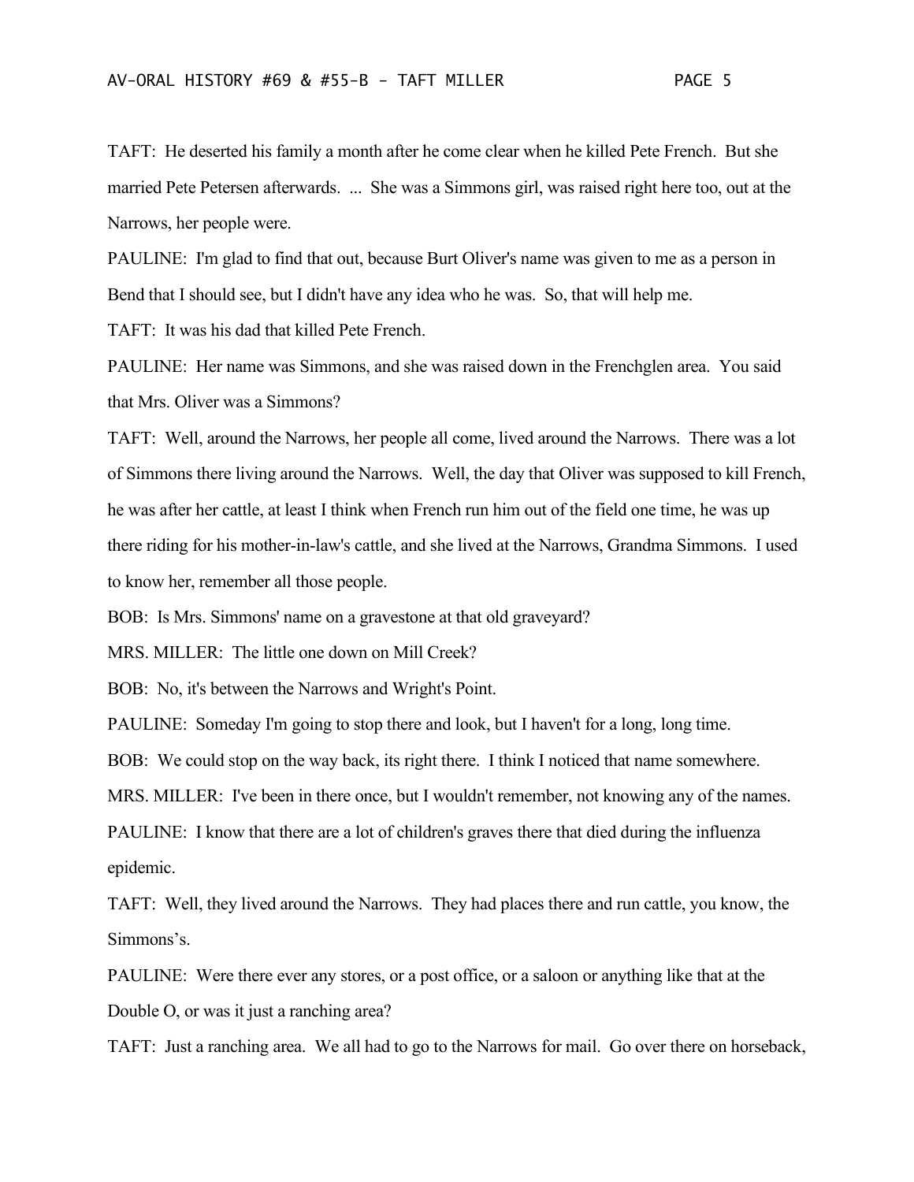TAFT: He deserted his family a month after he come clear when he killed Pete French. But she married Pete Petersen afterwards. ... She was a Simmons girl, was raised right here too, out at the Narrows, her people were.

PAULINE: I'm glad to find that out, because Burt Oliver's name was given to me as a person in Bend that I should see, but I didn't have any idea who he was. So, that will help me.

TAFT: It was his dad that killed Pete French.

PAULINE: Her name was Simmons, and she was raised down in the Frenchglen area. You said that Mrs. Oliver was a Simmons?

TAFT: Well, around the Narrows, her people all come, lived around the Narrows. There was a lot of Simmons there living around the Narrows. Well, the day that Oliver was supposed to kill French, he was after her cattle, at least I think when French run him out of the field one time, he was up there riding for his mother-in-law's cattle, and she lived at the Narrows, Grandma Simmons. I used to know her, remember all those people.

BOB: Is Mrs. Simmons' name on a gravestone at that old graveyard?

MRS. MILLER: The little one down on Mill Creek?

BOB: No, it's between the Narrows and Wright's Point.

PAULINE: Someday I'm going to stop there and look, but I haven't for a long, long time.

BOB: We could stop on the way back, its right there. I think I noticed that name somewhere.

MRS. MILLER: I've been in there once, but I wouldn't remember, not knowing any of the names.

PAULINE: I know that there are a lot of children's graves there that died during the influenza epidemic.

TAFT: Well, they lived around the Narrows. They had places there and run cattle, you know, the Simmons's.

PAULINE: Were there ever any stores, or a post office, or a saloon or anything like that at the Double O, or was it just a ranching area?

TAFT: Just a ranching area. We all had to go to the Narrows for mail. Go over there on horseback,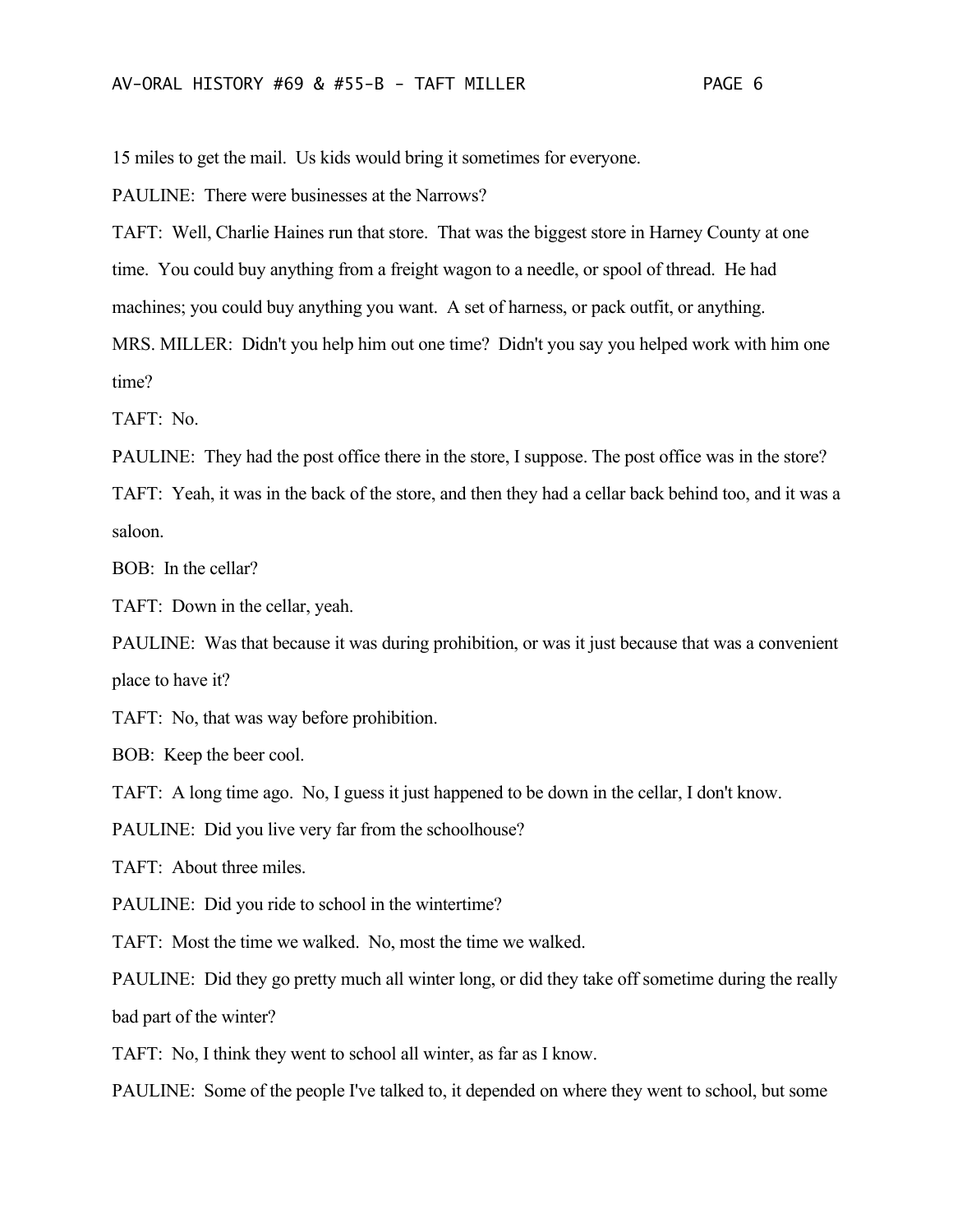15 miles to get the mail. Us kids would bring it sometimes for everyone.

PAULINE: There were businesses at the Narrows?

TAFT: Well, Charlie Haines run that store. That was the biggest store in Harney County at one time. You could buy anything from a freight wagon to a needle, or spool of thread. He had machines; you could buy anything you want. A set of harness, or pack outfit, or anything.

MRS. MILLER: Didn't you help him out one time? Didn't you say you helped work with him one time?

TAFT: No.

PAULINE: They had the post office there in the store, I suppose. The post office was in the store?

TAFT: Yeah, it was in the back of the store, and then they had a cellar back behind too, and it was a saloon.

BOB: In the cellar?

TAFT: Down in the cellar, yeah.

PAULINE: Was that because it was during prohibition, or was it just because that was a convenient place to have it?

TAFT: No, that was way before prohibition.

BOB: Keep the beer cool.

TAFT: A long time ago. No, I guess it just happened to be down in the cellar, I don't know.

PAULINE: Did you live very far from the schoolhouse?

TAFT: About three miles.

PAULINE: Did you ride to school in the wintertime?

TAFT: Most the time we walked. No, most the time we walked.

PAULINE: Did they go pretty much all winter long, or did they take off sometime during the really bad part of the winter?

TAFT: No, I think they went to school all winter, as far as I know.

PAULINE: Some of the people I've talked to, it depended on where they went to school, but some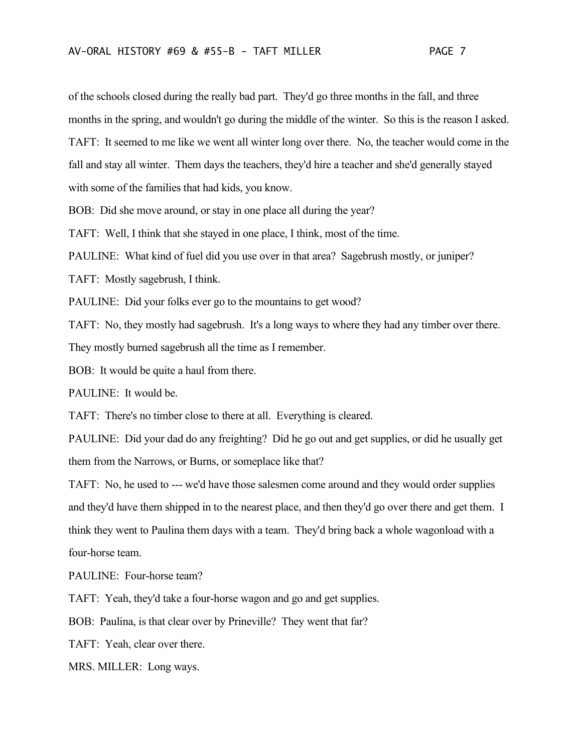of the schools closed during the really bad part. They'd go three months in the fall, and three months in the spring, and wouldn't go during the middle of the winter. So this is the reason I asked.

TAFT: It seemed to me like we went all winter long over there. No, the teacher would come in the fall and stay all winter. Them days the teachers, they'd hire a teacher and she'd generally stayed with some of the families that had kids, you know.

BOB: Did she move around, or stay in one place all during the year?

TAFT: Well, I think that she stayed in one place, I think, most of the time.

PAULINE: What kind of fuel did you use over in that area? Sagebrush mostly, or juniper?

TAFT: Mostly sagebrush, I think.

PAULINE: Did your folks ever go to the mountains to get wood?

TAFT: No, they mostly had sagebrush. It's a long ways to where they had any timber over there. They mostly burned sagebrush all the time as I remember.

BOB: It would be quite a haul from there.

PAULINE: It would be.

TAFT: There's no timber close to there at all. Everything is cleared.

PAULINE: Did your dad do any freighting? Did he go out and get supplies, or did he usually get them from the Narrows, or Burns, or someplace like that?

TAFT: No, he used to --- we'd have those salesmen come around and they would order supplies and they'd have them shipped in to the nearest place, and then they'd go over there and get them. I think they went to Paulina them days with a team. They'd bring back a whole wagonload with a four-horse team.

PAULINE: Four-horse team?

TAFT: Yeah, they'd take a four-horse wagon and go and get supplies.

BOB: Paulina, is that clear over by Prineville? They went that far?

TAFT: Yeah, clear over there.

MRS. MILLER: Long ways.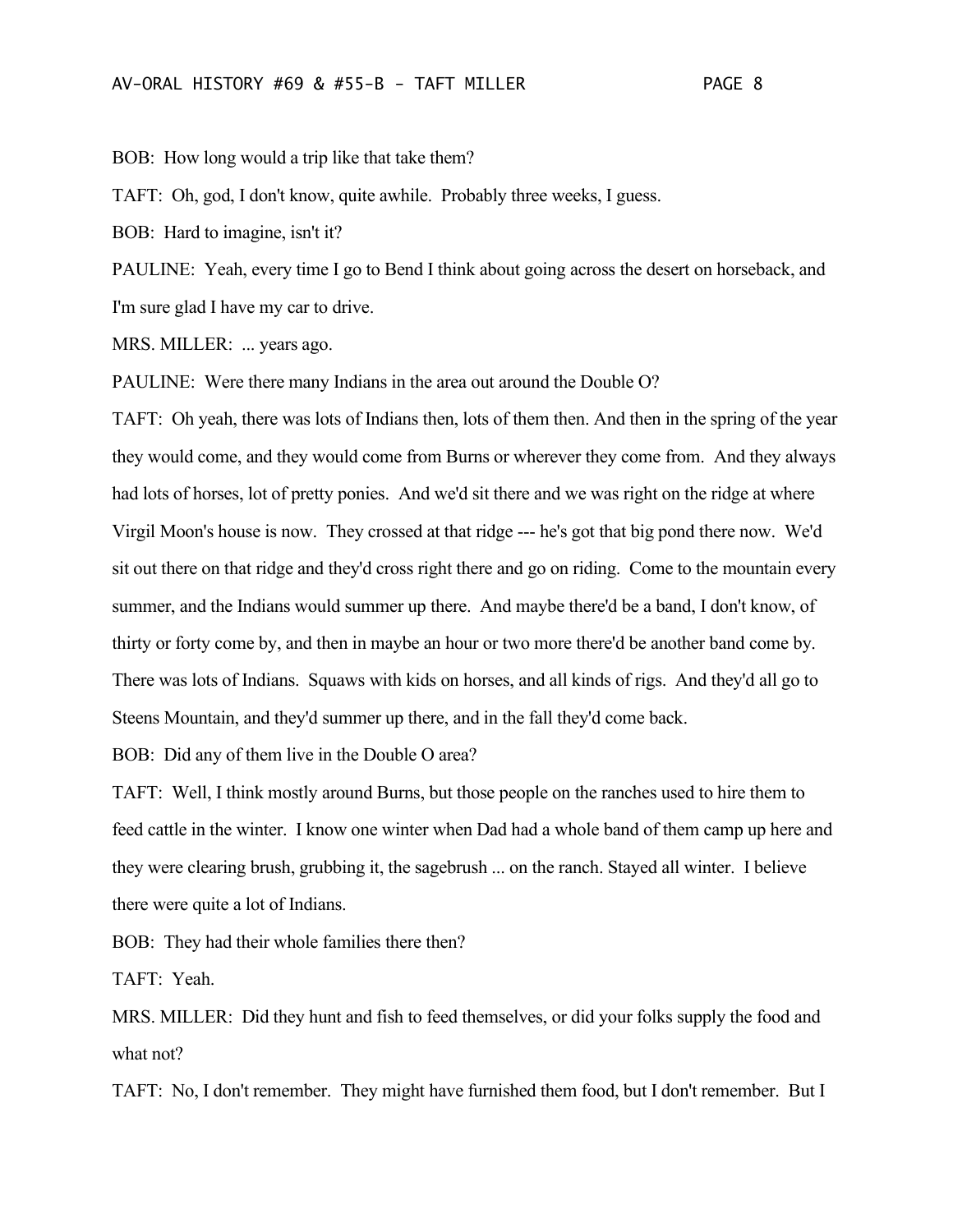BOB: How long would a trip like that take them?

TAFT: Oh, god, I don't know, quite awhile. Probably three weeks, I guess.

BOB: Hard to imagine, isn't it?

PAULINE: Yeah, every time I go to Bend I think about going across the desert on horseback, and I'm sure glad I have my car to drive.

MRS. MILLER: ... years ago.

PAULINE: Were there many Indians in the area out around the Double O?

TAFT: Oh yeah, there was lots of Indians then, lots of them then. And then in the spring of the year they would come, and they would come from Burns or wherever they come from. And they always had lots of horses, lot of pretty ponies. And we'd sit there and we was right on the ridge at where Virgil Moon's house is now. They crossed at that ridge --- he's got that big pond there now. We'd sit out there on that ridge and they'd cross right there and go on riding. Come to the mountain every summer, and the Indians would summer up there. And maybe there'd be a band, I don't know, of thirty or forty come by, and then in maybe an hour or two more there'd be another band come by. There was lots of Indians. Squaws with kids on horses, and all kinds of rigs. And they'd all go to Steens Mountain, and they'd summer up there, and in the fall they'd come back.

BOB: Did any of them live in the Double O area?

TAFT: Well, I think mostly around Burns, but those people on the ranches used to hire them to feed cattle in the winter. I know one winter when Dad had a whole band of them camp up here and they were clearing brush, grubbing it, the sagebrush ... on the ranch. Stayed all winter. I believe there were quite a lot of Indians.

BOB: They had their whole families there then?

TAFT: Yeah.

MRS. MILLER: Did they hunt and fish to feed themselves, or did your folks supply the food and what not?

TAFT: No, I don't remember. They might have furnished them food, but I don't remember. But I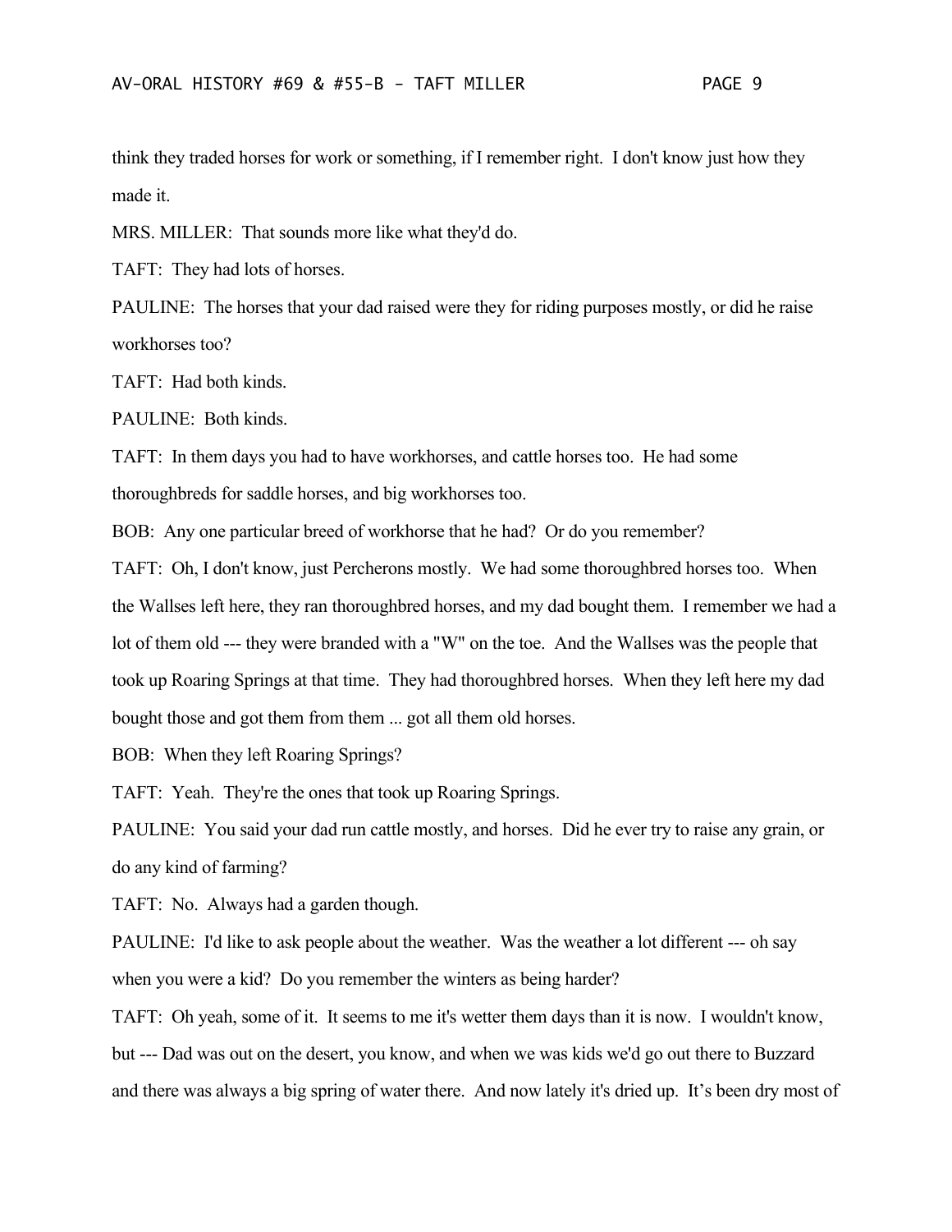think they traded horses for work or something, if I remember right. I don't know just how they made it.

MRS. MILLER: That sounds more like what they'd do.

TAFT: They had lots of horses.

PAULINE: The horses that your dad raised were they for riding purposes mostly, or did he raise workhorses too?

TAFT: Had both kinds.

PAULINE: Both kinds.

TAFT: In them days you had to have workhorses, and cattle horses too. He had some thoroughbreds for saddle horses, and big workhorses too.

BOB: Any one particular breed of workhorse that he had? Or do you remember?

TAFT: Oh, I don't know, just Percherons mostly. We had some thoroughbred horses too. When the Wallses left here, they ran thoroughbred horses, and my dad bought them. I remember we had a lot of them old --- they were branded with a "W" on the toe. And the Wallses was the people that took up Roaring Springs at that time. They had thoroughbred horses. When they left here my dad bought those and got them from them ... got all them old horses.

BOB: When they left Roaring Springs?

TAFT: Yeah. They're the ones that took up Roaring Springs.

PAULINE: You said your dad run cattle mostly, and horses. Did he ever try to raise any grain, or do any kind of farming?

TAFT: No. Always had a garden though.

PAULINE: I'd like to ask people about the weather. Was the weather a lot different --- oh say when you were a kid? Do you remember the winters as being harder?

TAFT: Oh yeah, some of it. It seems to me it's wetter them days than it is now. I wouldn't know, but --- Dad was out on the desert, you know, and when we was kids we'd go out there to Buzzard and there was always a big spring of water there. And now lately it's dried up. It's been dry most of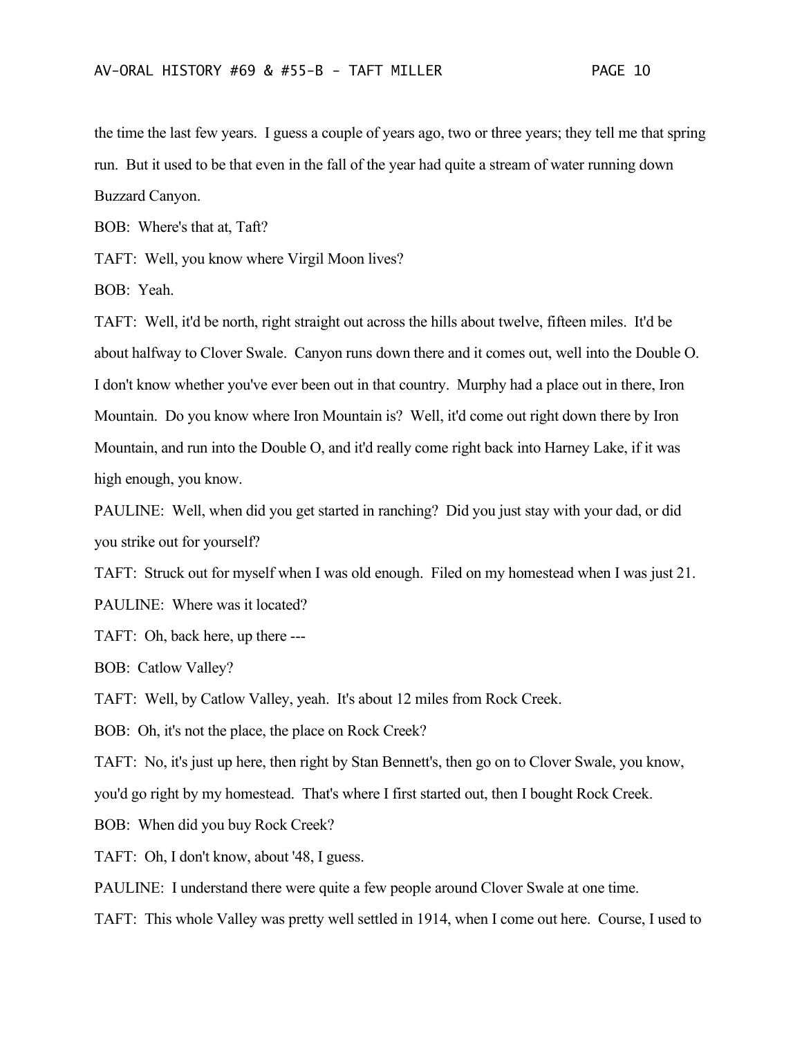the time the last few years. I guess a couple of years ago, two or three years; they tell me that spring run. But it used to be that even in the fall of the year had quite a stream of water running down Buzzard Canyon.

BOB: Where's that at, Taft?

TAFT: Well, you know where Virgil Moon lives?

BOB: Yeah.

TAFT: Well, it'd be north, right straight out across the hills about twelve, fifteen miles. It'd be about halfway to Clover Swale. Canyon runs down there and it comes out, well into the Double O. I don't know whether you've ever been out in that country. Murphy had a place out in there, Iron Mountain. Do you know where Iron Mountain is? Well, it'd come out right down there by Iron Mountain, and run into the Double O, and it'd really come right back into Harney Lake, if it was high enough, you know.

PAULINE: Well, when did you get started in ranching? Did you just stay with your dad, or did you strike out for yourself?

TAFT: Struck out for myself when I was old enough. Filed on my homestead when I was just 21.

PAULINE: Where was it located?

TAFT: Oh, back here, up there ---

BOB: Catlow Valley?

TAFT: Well, by Catlow Valley, yeah. It's about 12 miles from Rock Creek.

BOB: Oh, it's not the place, the place on Rock Creek?

TAFT: No, it's just up here, then right by Stan Bennett's, then go on to Clover Swale, you know, you'd go right by my homestead. That's where I first started out, then I bought Rock Creek.

BOB: When did you buy Rock Creek?

TAFT: Oh, I don't know, about '48, I guess.

PAULINE: I understand there were quite a few people around Clover Swale at one time.

TAFT: This whole Valley was pretty well settled in 1914, when I come out here. Course, I used to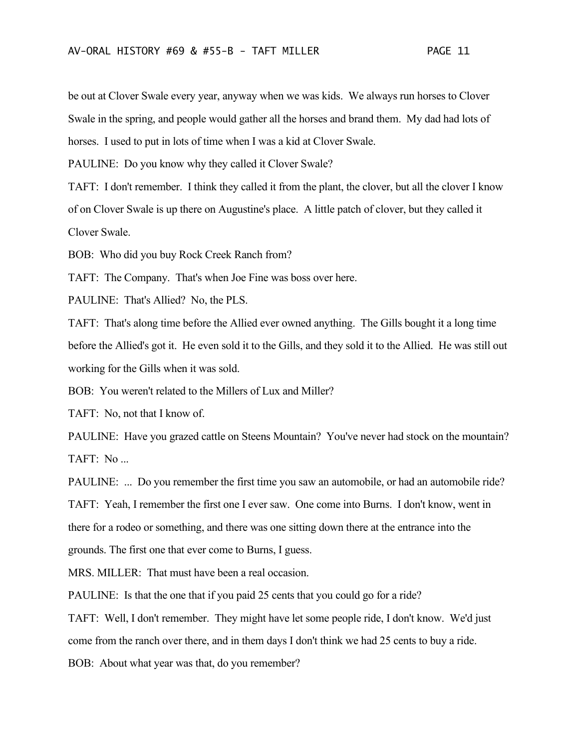be out at Clover Swale every year, anyway when we was kids. We always run horses to Clover Swale in the spring, and people would gather all the horses and brand them. My dad had lots of horses. I used to put in lots of time when I was a kid at Clover Swale.

PAULINE: Do you know why they called it Clover Swale?

TAFT: I don't remember. I think they called it from the plant, the clover, but all the clover I know of on Clover Swale is up there on Augustine's place. A little patch of clover, but they called it Clover Swale.

BOB: Who did you buy Rock Creek Ranch from?

TAFT: The Company. That's when Joe Fine was boss over here.

PAULINE: That's Allied? No, the PLS.

TAFT: That's along time before the Allied ever owned anything. The Gills bought it a long time before the Allied's got it. He even sold it to the Gills, and they sold it to the Allied. He was still out working for the Gills when it was sold.

BOB: You weren't related to the Millers of Lux and Miller?

TAFT: No, not that I know of.

PAULINE: Have you grazed cattle on Steens Mountain? You've never had stock on the mountain?

TAFT: No ...

PAULINE: ... Do you remember the first time you saw an automobile, or had an automobile ride?

TAFT: Yeah, I remember the first one I ever saw. One come into Burns. I don't know, went in there for a rodeo or something, and there was one sitting down there at the entrance into the grounds. The first one that ever come to Burns, I guess.

MRS. MILLER: That must have been a real occasion.

PAULINE: Is that the one that if you paid 25 cents that you could go for a ride?

TAFT: Well, I don't remember. They might have let some people ride, I don't know. We'd just come from the ranch over there, and in them days I don't think we had 25 cents to buy a ride.

BOB: About what year was that, do you remember?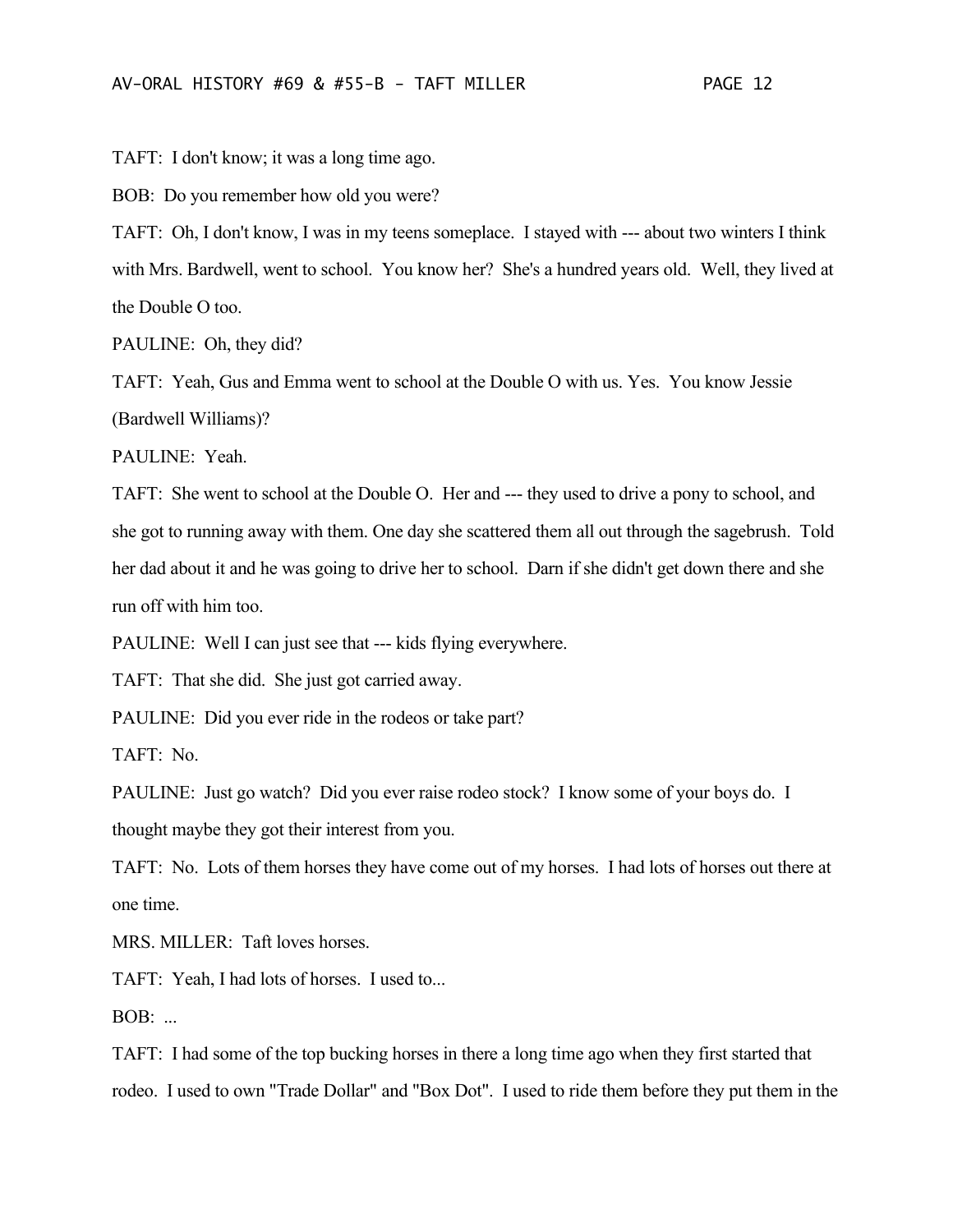TAFT: I don't know; it was a long time ago.

BOB: Do you remember how old you were?

TAFT: Oh, I don't know, I was in my teens someplace. I stayed with --- about two winters I think with Mrs. Bardwell, went to school. You know her? She's a hundred years old. Well, they lived at the Double O too.

PAULINE: Oh, they did?

TAFT: Yeah, Gus and Emma went to school at the Double O with us. Yes. You know Jessie (Bardwell Williams)?

PAULINE: Yeah.

TAFT: She went to school at the Double O. Her and --- they used to drive a pony to school, and she got to running away with them. One day she scattered them all out through the sagebrush. Told her dad about it and he was going to drive her to school. Darn if she didn't get down there and she run off with him too.

PAULINE: Well I can just see that --- kids flying everywhere.

TAFT: That she did. She just got carried away.

PAULINE: Did you ever ride in the rodeos or take part?

TAFT: No.

PAULINE: Just go watch? Did you ever raise rodeo stock? I know some of your boys do. I thought maybe they got their interest from you.

TAFT: No. Lots of them horses they have come out of my horses. I had lots of horses out there at one time.

MRS. MILLER: Taft loves horses.

TAFT: Yeah, I had lots of horses. I used to...

BOB: ...

TAFT: I had some of the top bucking horses in there a long time ago when they first started that rodeo. I used to own "Trade Dollar" and "Box Dot". I used to ride them before they put them in the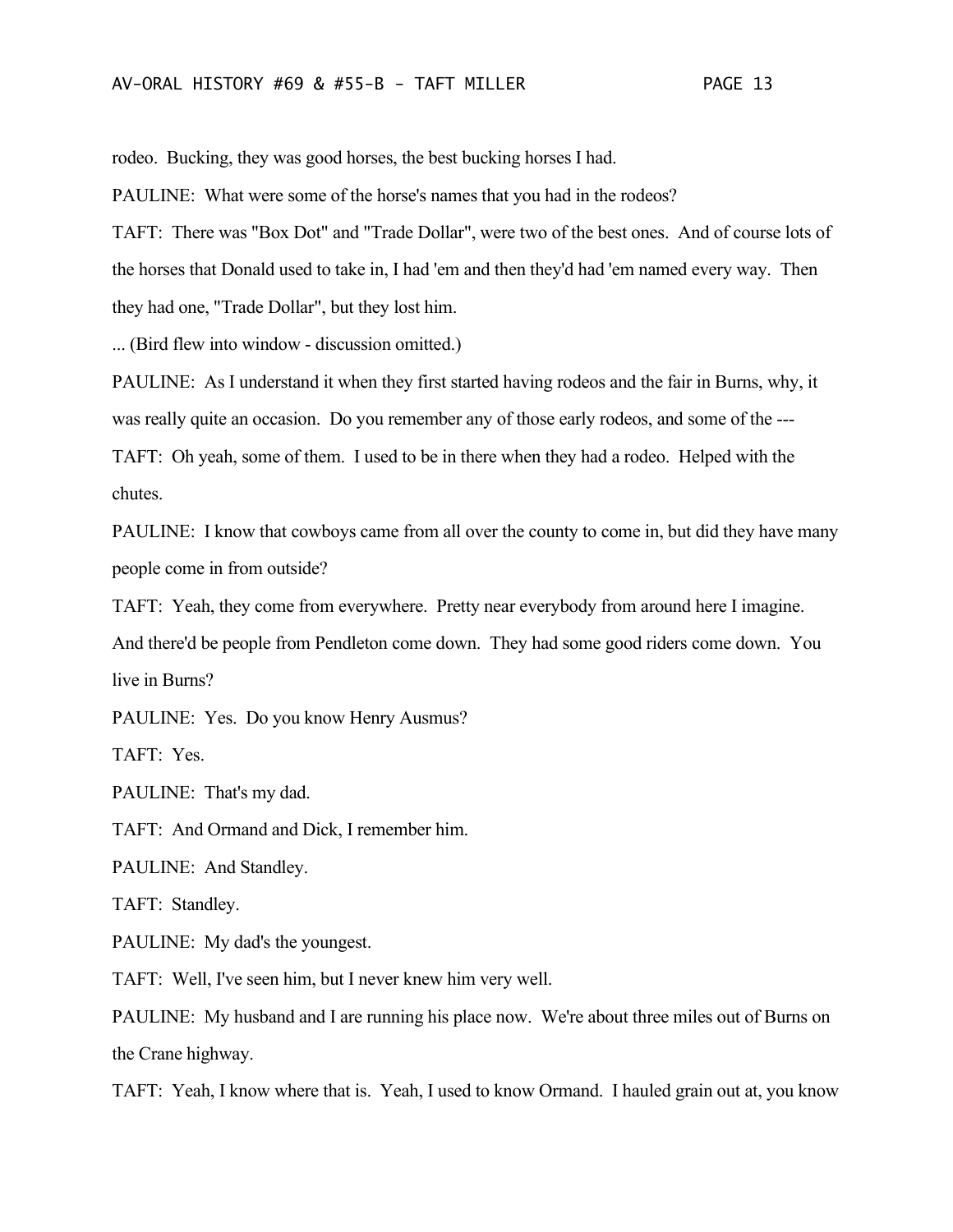rodeo. Bucking, they was good horses, the best bucking horses I had.

PAULINE: What were some of the horse's names that you had in the rodeos?

TAFT: There was "Box Dot" and "Trade Dollar", were two of the best ones. And of course lots of the horses that Donald used to take in, I had 'em and then they'd had 'em named every way. Then they had one, "Trade Dollar", but they lost him.

... (Bird flew into window - discussion omitted.)

PAULINE: As I understand it when they first started having rodeos and the fair in Burns, why, it was really quite an occasion. Do you remember any of those early rodeos, and some of the ---

TAFT: Oh yeah, some of them. I used to be in there when they had a rodeo. Helped with the chutes.

PAULINE: I know that cowboys came from all over the county to come in, but did they have many people come in from outside?

TAFT: Yeah, they come from everywhere. Pretty near everybody from around here I imagine. And there'd be people from Pendleton come down. They had some good riders come down. You live in Burns?

PAULINE: Yes. Do you know Henry Ausmus?

TAFT: Yes.

PAULINE: That's my dad.

TAFT: And Ormand and Dick, I remember him.

PAULINE: And Standley.

TAFT: Standley.

PAULINE: My dad's the youngest.

TAFT: Well, I've seen him, but I never knew him very well.

PAULINE: My husband and I are running his place now. We're about three miles out of Burns on the Crane highway.

TAFT: Yeah, I know where that is. Yeah, I used to know Ormand. I hauled grain out at, you know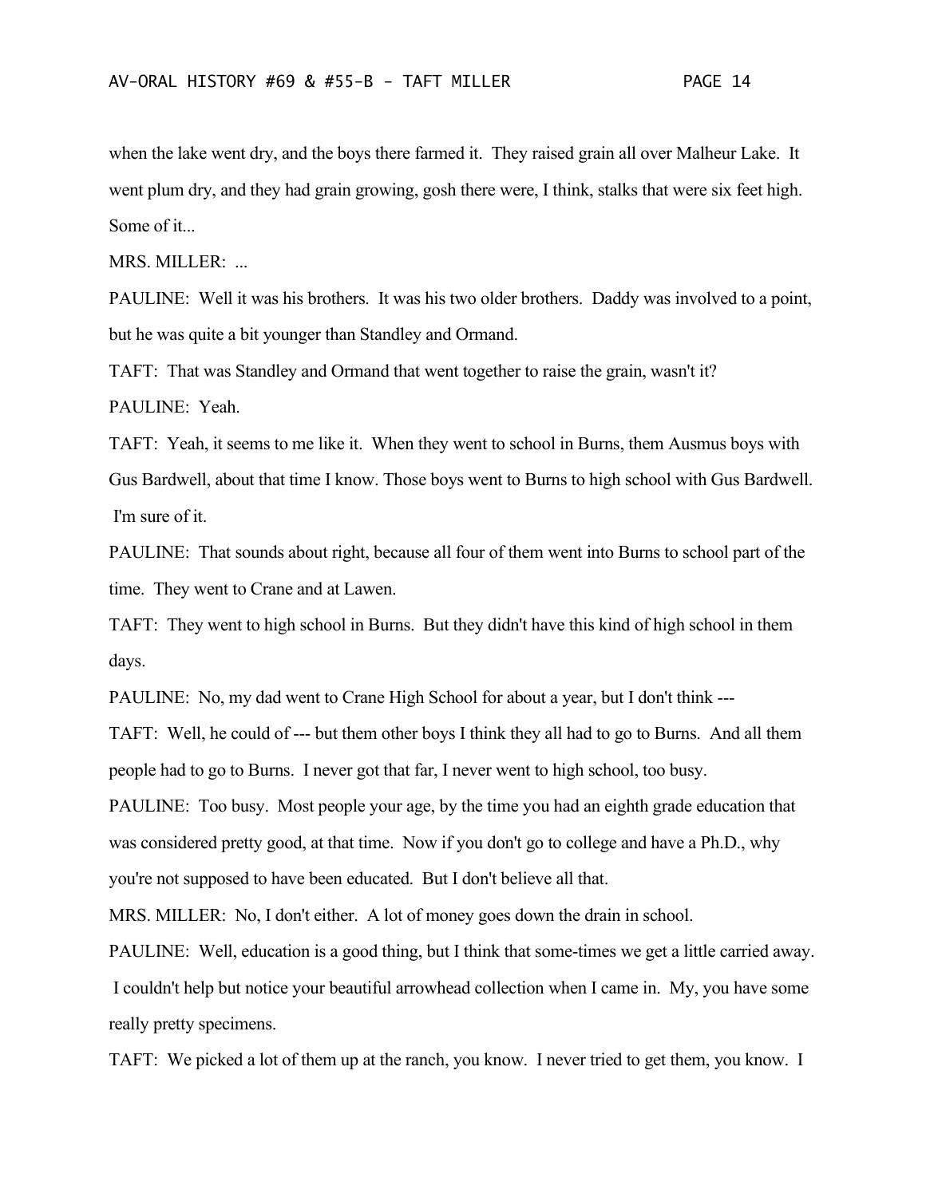when the lake went dry, and the boys there farmed it. They raised grain all over Malheur Lake. It went plum dry, and they had grain growing, gosh there were, I think, stalks that were six feet high. Some of it...

MRS. MILLER: ...

PAULINE: Well it was his brothers. It was his two older brothers. Daddy was involved to a point, but he was quite a bit younger than Standley and Ormand.

TAFT: That was Standley and Ormand that went together to raise the grain, wasn't it?

PAULINE: Yeah.

TAFT: Yeah, it seems to me like it. When they went to school in Burns, them Ausmus boys with Gus Bardwell, about that time I know. Those boys went to Burns to high school with Gus Bardwell. I'm sure of it.

PAULINE: That sounds about right, because all four of them went into Burns to school part of the time. They went to Crane and at Lawen.

TAFT: They went to high school in Burns. But they didn't have this kind of high school in them days.

PAULINE: No, my dad went to Crane High School for about a year, but I don't think ---

TAFT: Well, he could of --- but them other boys I think they all had to go to Burns. And all them people had to go to Burns. I never got that far, I never went to high school, too busy.

PAULINE: Too busy. Most people your age, by the time you had an eighth grade education that was considered pretty good, at that time. Now if you don't go to college and have a Ph.D., why you're not supposed to have been educated. But I don't believe all that.

MRS. MILLER: No, I don't either. A lot of money goes down the drain in school.

PAULINE: Well, education is a good thing, but I think that some-times we get a little carried away. I couldn't help but notice your beautiful arrowhead collection when I came in. My, you have some really pretty specimens.

TAFT: We picked a lot of them up at the ranch, you know. I never tried to get them, you know. I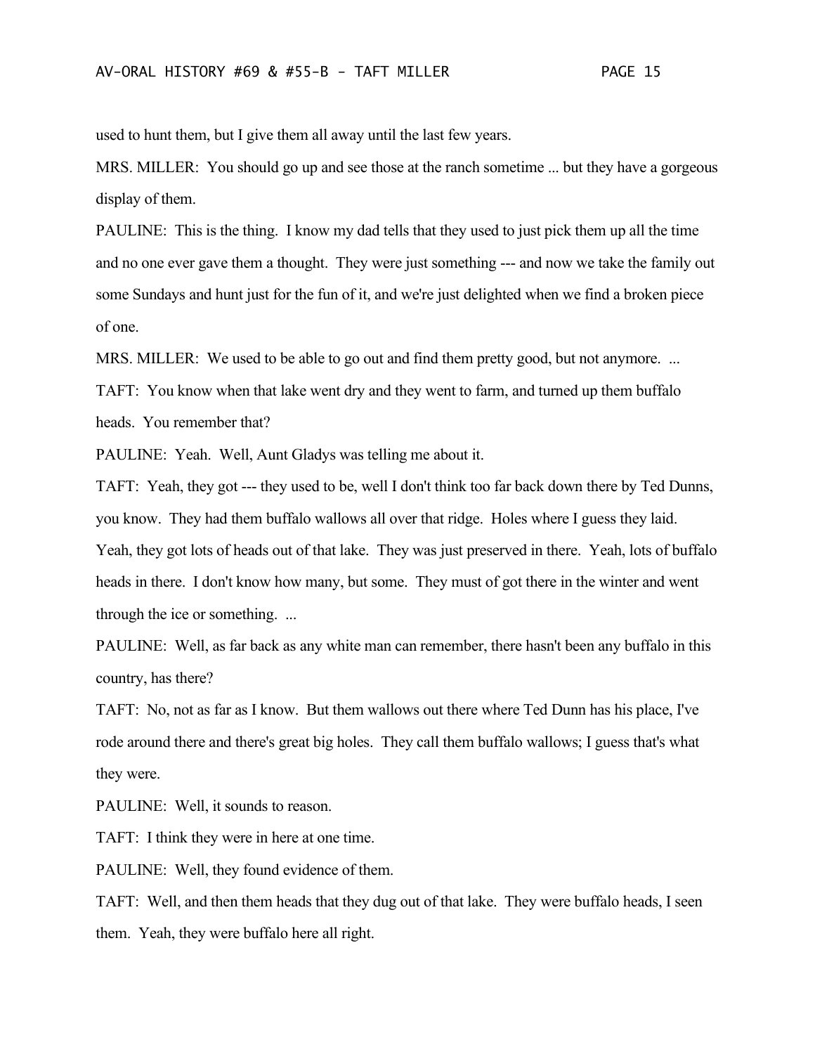used to hunt them, but I give them all away until the last few years.

MRS. MILLER: You should go up and see those at the ranch sometime ... but they have a gorgeous display of them.

PAULINE: This is the thing. I know my dad tells that they used to just pick them up all the time and no one ever gave them a thought. They were just something --- and now we take the family out some Sundays and hunt just for the fun of it, and we're just delighted when we find a broken piece of one.

MRS. MILLER: We used to be able to go out and find them pretty good, but not anymore. ...

TAFT: You know when that lake went dry and they went to farm, and turned up them buffalo heads. You remember that?

PAULINE: Yeah. Well, Aunt Gladys was telling me about it.

TAFT: Yeah, they got --- they used to be, well I don't think too far back down there by Ted Dunns, you know. They had them buffalo wallows all over that ridge. Holes where I guess they laid. Yeah, they got lots of heads out of that lake. They was just preserved in there. Yeah, lots of buffalo heads in there. I don't know how many, but some. They must of got there in the winter and went through the ice or something. ...

PAULINE: Well, as far back as any white man can remember, there hasn't been any buffalo in this country, has there?

TAFT: No, not as far as I know. But them wallows out there where Ted Dunn has his place, I've rode around there and there's great big holes. They call them buffalo wallows; I guess that's what they were.

PAULINE: Well, it sounds to reason.

TAFT: I think they were in here at one time.

PAULINE: Well, they found evidence of them.

TAFT: Well, and then them heads that they dug out of that lake. They were buffalo heads, I seen them. Yeah, they were buffalo here all right.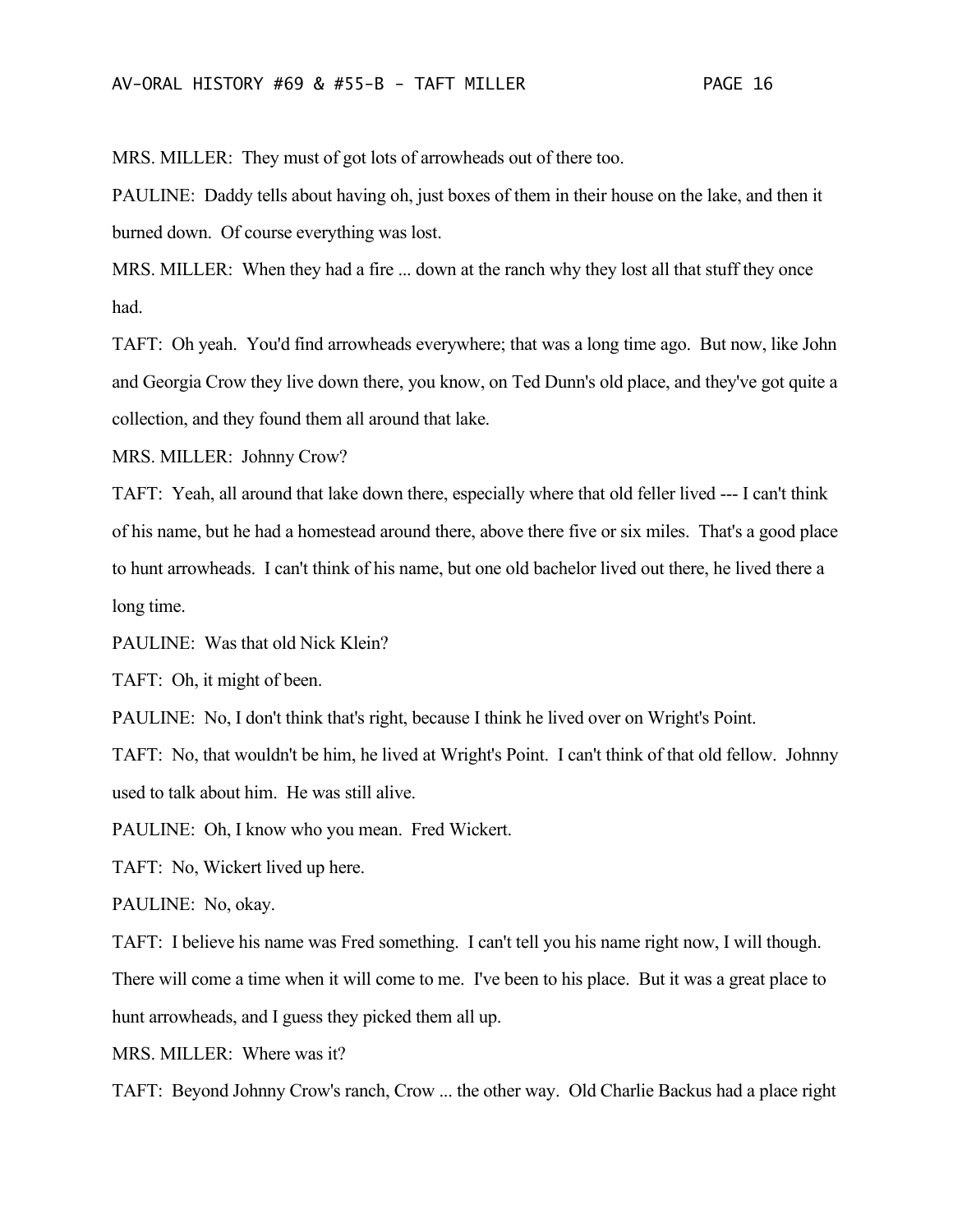MRS. MILLER: They must of got lots of arrowheads out of there too.

PAULINE: Daddy tells about having oh, just boxes of them in their house on the lake, and then it burned down. Of course everything was lost.

MRS. MILLER: When they had a fire ... down at the ranch why they lost all that stuff they once had.

TAFT: Oh yeah. You'd find arrowheads everywhere; that was a long time ago. But now, like John and Georgia Crow they live down there, you know, on Ted Dunn's old place, and they've got quite a collection, and they found them all around that lake.

MRS. MILLER: Johnny Crow?

TAFT: Yeah, all around that lake down there, especially where that old feller lived --- I can't think of his name, but he had a homestead around there, above there five or six miles. That's a good place to hunt arrowheads. I can't think of his name, but one old bachelor lived out there, he lived there a long time.

PAULINE: Was that old Nick Klein?

TAFT: Oh, it might of been.

PAULINE: No, I don't think that's right, because I think he lived over on Wright's Point.

TAFT: No, that wouldn't be him, he lived at Wright's Point. I can't think of that old fellow. Johnny used to talk about him. He was still alive.

PAULINE: Oh, I know who you mean. Fred Wickert.

TAFT: No, Wickert lived up here.

PAULINE: No, okay.

TAFT: I believe his name was Fred something. I can't tell you his name right now, I will though. There will come a time when it will come to me. I've been to his place. But it was a great place to hunt arrowheads, and I guess they picked them all up.

MRS. MILLER: Where was it?

TAFT: Beyond Johnny Crow's ranch, Crow ... the other way. Old Charlie Backus had a place right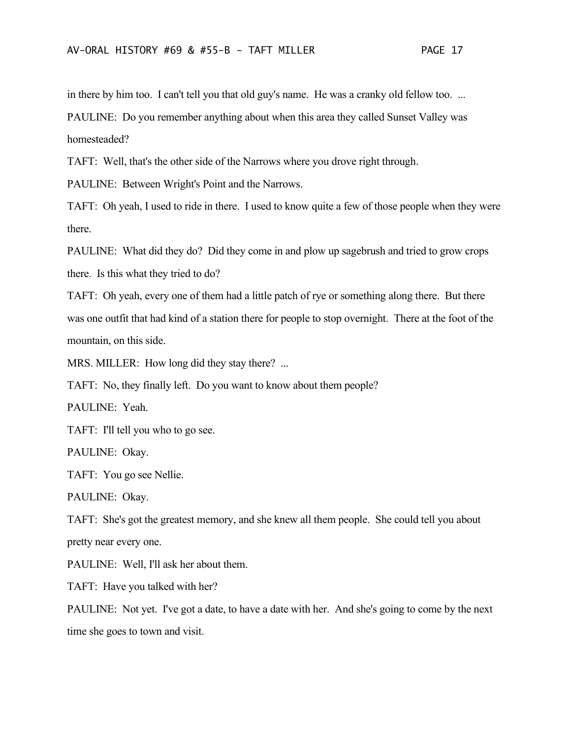in there by him too. I can't tell you that old guy's name. He was a cranky old fellow too. ...

PAULINE: Do you remember anything about when this area they called Sunset Valley was homesteaded?

TAFT: Well, that's the other side of the Narrows where you drove right through.

PAULINE: Between Wright's Point and the Narrows.

TAFT: Oh yeah, I used to ride in there. I used to know quite a few of those people when they were there.

PAULINE: What did they do? Did they come in and plow up sagebrush and tried to grow crops there. Is this what they tried to do?

TAFT: Oh yeah, every one of them had a little patch of rye or something along there. But there was one outfit that had kind of a station there for people to stop overnight. There at the foot of the mountain, on this side.

MRS. MILLER: How long did they stay there? ...

TAFT: No, they finally left. Do you want to know about them people?

PAULINE: Yeah.

TAFT: I'll tell you who to go see.

PAULINE: Okay.

TAFT: You go see Nellie.

PAULINE: Okay.

TAFT: She's got the greatest memory, and she knew all them people. She could tell you about pretty near every one.

PAULINE: Well, I'll ask her about them.

TAFT: Have you talked with her?

PAULINE: Not yet. I've got a date, to have a date with her. And she's going to come by the next time she goes to town and visit.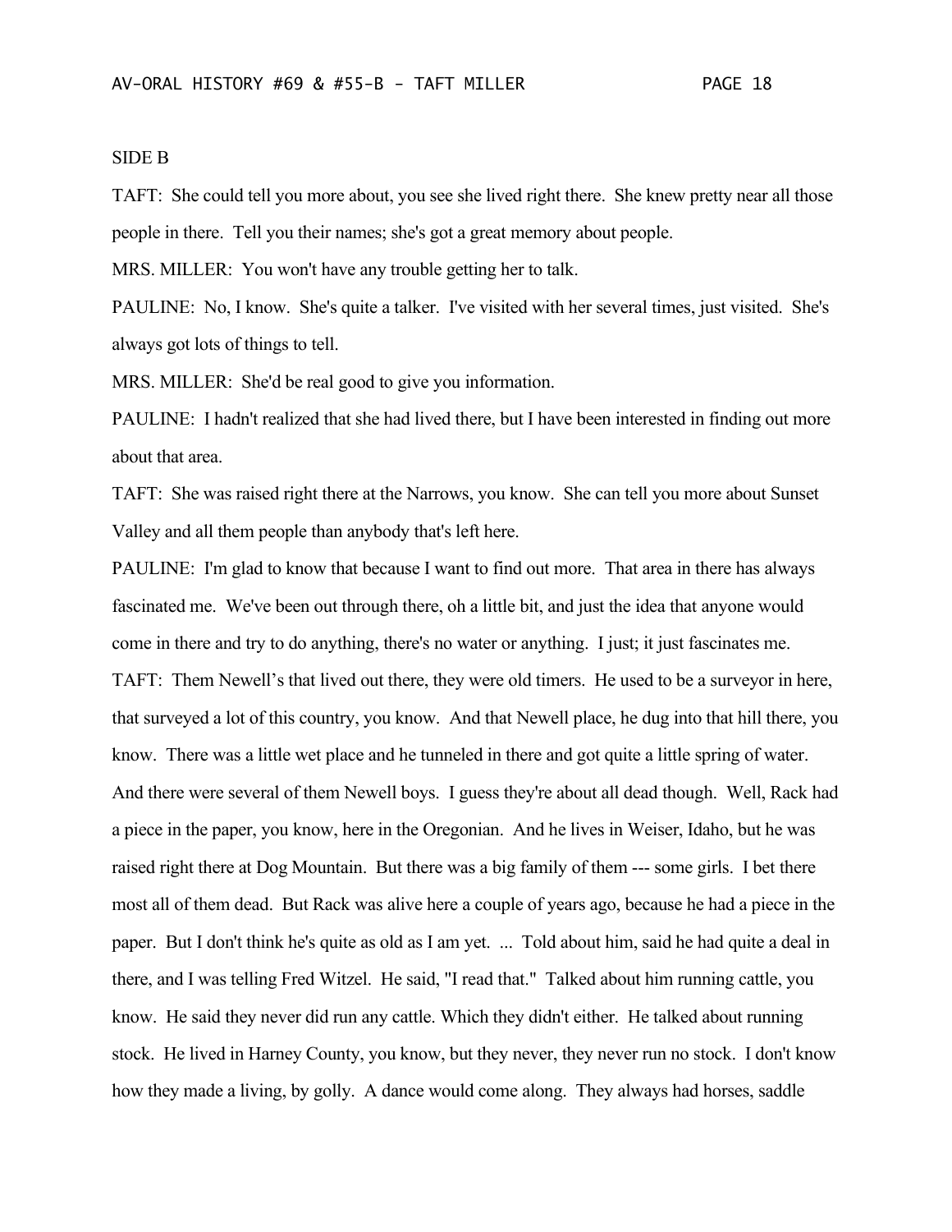SIDE B

TAFT: She could tell you more about, you see she lived right there. She knew pretty near all those people in there. Tell you their names; she's got a great memory about people.

MRS. MILLER: You won't have any trouble getting her to talk.

PAULINE: No, I know. She's quite a talker. I've visited with her several times, just visited. She's always got lots of things to tell.

MRS. MILLER: She'd be real good to give you information.

PAULINE: I hadn't realized that she had lived there, but I have been interested in finding out more about that area.

TAFT: She was raised right there at the Narrows, you know. She can tell you more about Sunset Valley and all them people than anybody that's left here.

PAULINE: I'm glad to know that because I want to find out more. That area in there has always fascinated me. We've been out through there, oh a little bit, and just the idea that anyone would come in there and try to do anything, there's no water or anything. I just; it just fascinates me.

TAFT: Them Newell's that lived out there, they were old timers. He used to be a surveyor in here, that surveyed a lot of this country, you know. And that Newell place, he dug into that hill there, you know. There was a little wet place and he tunneled in there and got quite a little spring of water. And there were several of them Newell boys. I guess they're about all dead though. Well, Rack had a piece in the paper, you know, here in the Oregonian. And he lives in Weiser, Idaho, but he was raised right there at Dog Mountain. But there was a big family of them --- some girls. I bet there most all of them dead. But Rack was alive here a couple of years ago, because he had a piece in the paper. But I don't think he's quite as old as I am yet. ... Told about him, said he had quite a deal in there, and I was telling Fred Witzel. He said, "I read that." Talked about him running cattle, you know. He said they never did run any cattle. Which they didn't either. He talked about running stock. He lived in Harney County, you know, but they never, they never run no stock. I don't know how they made a living, by golly. A dance would come along. They always had horses, saddle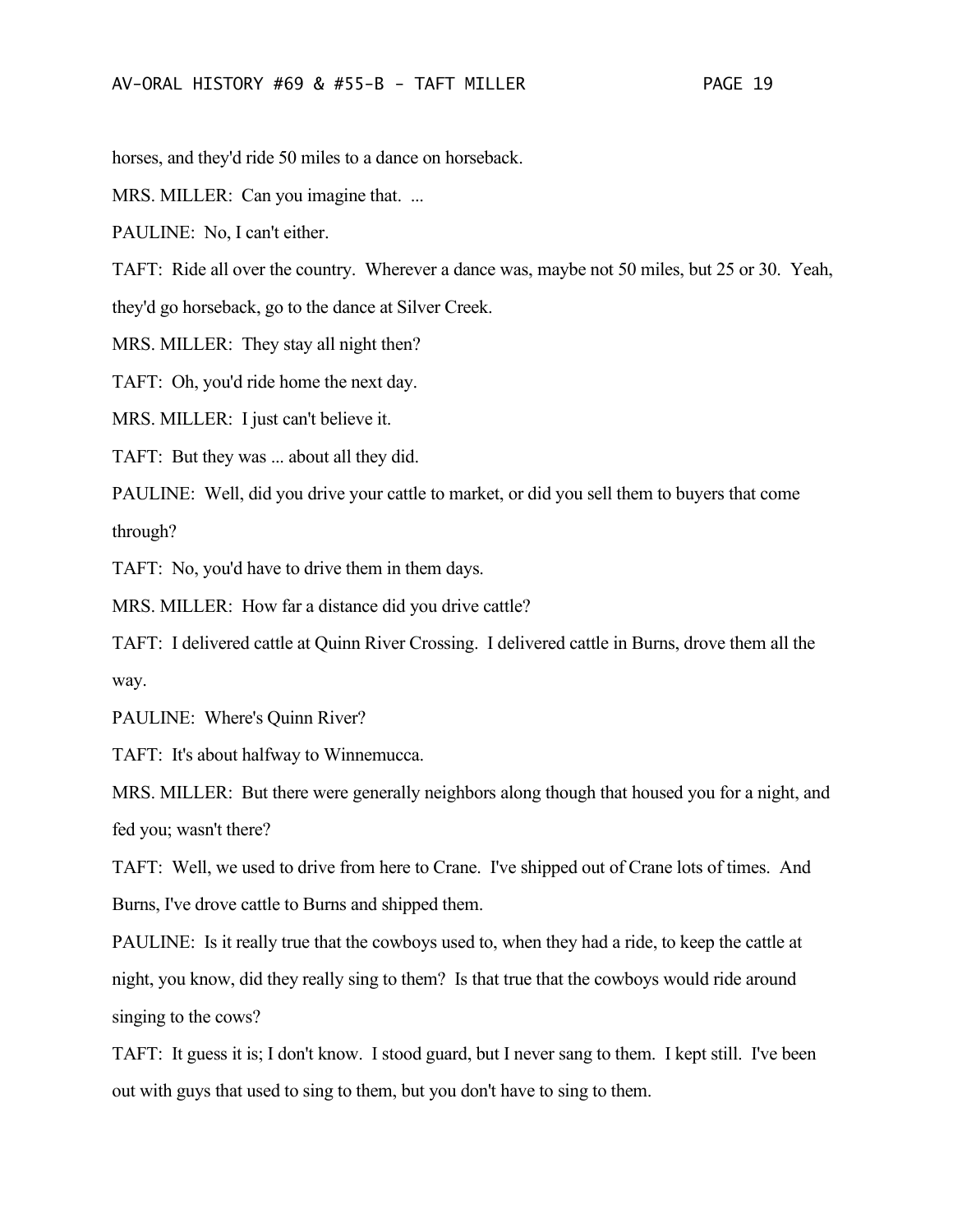horses, and they'd ride 50 miles to a dance on horseback.

MRS. MILLER: Can you imagine that. ...

PAULINE: No, I can't either.

TAFT: Ride all over the country. Wherever a dance was, maybe not 50 miles, but 25 or 30. Yeah, they'd go horseback, go to the dance at Silver Creek.

MRS. MILLER: They stay all night then?

TAFT: Oh, you'd ride home the next day.

MRS. MILLER: I just can't believe it.

TAFT: But they was ... about all they did.

PAULINE: Well, did you drive your cattle to market, or did you sell them to buyers that come through?

TAFT: No, you'd have to drive them in them days.

MRS. MILLER: How far a distance did you drive cattle?

TAFT: I delivered cattle at Quinn River Crossing. I delivered cattle in Burns, drove them all the way.

PAULINE: Where's Quinn River?

TAFT: It's about halfway to Winnemucca.

MRS. MILLER: But there were generally neighbors along though that housed you for a night, and fed you; wasn't there?

TAFT: Well, we used to drive from here to Crane. I've shipped out of Crane lots of times. And Burns, I've drove cattle to Burns and shipped them.

PAULINE: Is it really true that the cowboys used to, when they had a ride, to keep the cattle at night, you know, did they really sing to them? Is that true that the cowboys would ride around singing to the cows?

TAFT: It guess it is; I don't know. I stood guard, but I never sang to them. I kept still. I've been out with guys that used to sing to them, but you don't have to sing to them.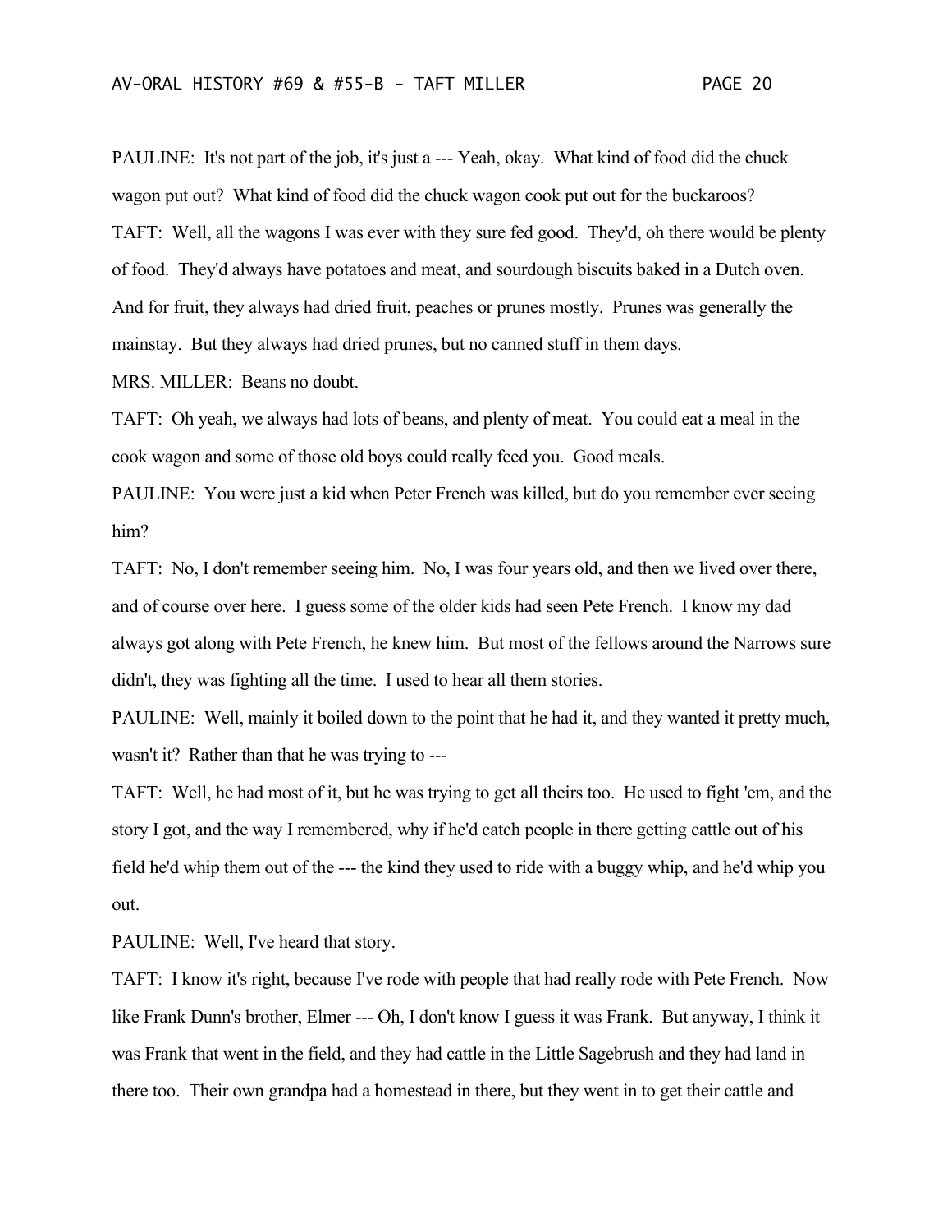PAULINE: It's not part of the job, it's just a --- Yeah, okay. What kind of food did the chuck wagon put out? What kind of food did the chuck wagon cook put out for the buckaroos?

TAFT: Well, all the wagons I was ever with they sure fed good. They'd, oh there would be plenty of food. They'd always have potatoes and meat, and sourdough biscuits baked in a Dutch oven. And for fruit, they always had dried fruit, peaches or prunes mostly. Prunes was generally the mainstay. But they always had dried prunes, but no canned stuff in them days.

MRS. MILLER: Beans no doubt.

TAFT: Oh yeah, we always had lots of beans, and plenty of meat. You could eat a meal in the cook wagon and some of those old boys could really feed you. Good meals.

PAULINE: You were just a kid when Peter French was killed, but do you remember ever seeing him?

TAFT: No, I don't remember seeing him. No, I was four years old, and then we lived over there, and of course over here. I guess some of the older kids had seen Pete French. I know my dad always got along with Pete French, he knew him. But most of the fellows around the Narrows sure didn't, they was fighting all the time. I used to hear all them stories.

PAULINE: Well, mainly it boiled down to the point that he had it, and they wanted it pretty much, wasn't it? Rather than that he was trying to ---

TAFT: Well, he had most of it, but he was trying to get all theirs too. He used to fight 'em, and the story I got, and the way I remembered, why if he'd catch people in there getting cattle out of his field he'd whip them out of the --- the kind they used to ride with a buggy whip, and he'd whip you out.

PAULINE: Well, I've heard that story.

TAFT: I know it's right, because I've rode with people that had really rode with Pete French. Now like Frank Dunn's brother, Elmer --- Oh, I don't know I guess it was Frank. But anyway, I think it was Frank that went in the field, and they had cattle in the Little Sagebrush and they had land in there too. Their own grandpa had a homestead in there, but they went in to get their cattle and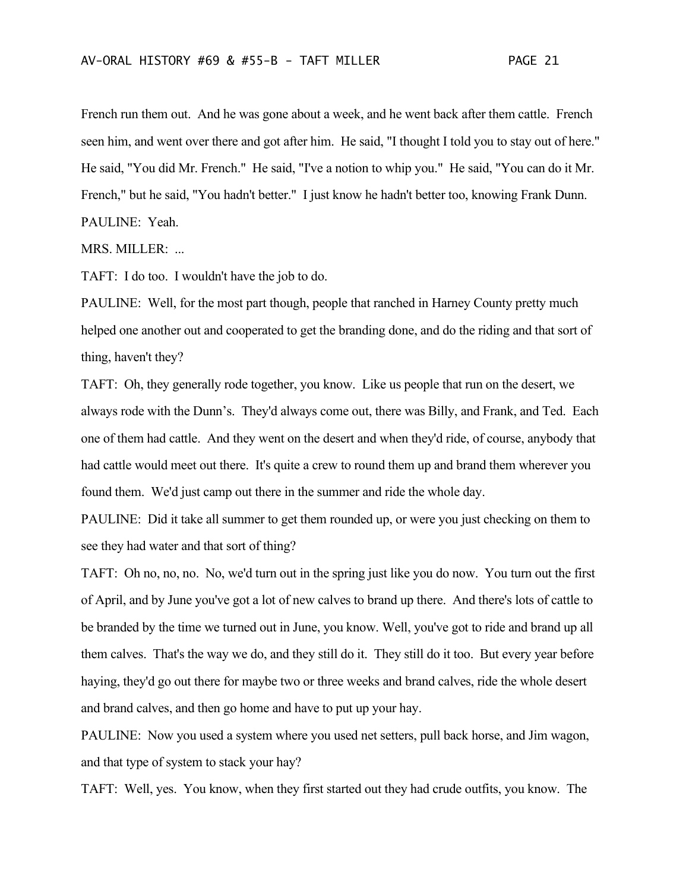French run them out. And he was gone about a week, and he went back after them cattle. French seen him, and went over there and got after him. He said, "I thought I told you to stay out of here." He said, "You did Mr. French." He said, "I've a notion to whip you." He said, "You can do it Mr. French," but he said, "You hadn't better." I just know he hadn't better too, knowing Frank Dunn.

PAULINE: Yeah.

MRS. MILLER: ...

TAFT: I do too. I wouldn't have the job to do.

PAULINE: Well, for the most part though, people that ranched in Harney County pretty much helped one another out and cooperated to get the branding done, and do the riding and that sort of thing, haven't they?

TAFT: Oh, they generally rode together, you know. Like us people that run on the desert, we always rode with the Dunn's. They'd always come out, there was Billy, and Frank, and Ted. Each one of them had cattle. And they went on the desert and when they'd ride, of course, anybody that had cattle would meet out there. It's quite a crew to round them up and brand them wherever you found them. We'd just camp out there in the summer and ride the whole day.

PAULINE: Did it take all summer to get them rounded up, or were you just checking on them to see they had water and that sort of thing?

TAFT: Oh no, no, no. No, we'd turn out in the spring just like you do now. You turn out the first of April, and by June you've got a lot of new calves to brand up there. And there's lots of cattle to be branded by the time we turned out in June, you know. Well, you've got to ride and brand up all them calves. That's the way we do, and they still do it. They still do it too. But every year before haying, they'd go out there for maybe two or three weeks and brand calves, ride the whole desert and brand calves, and then go home and have to put up your hay.

PAULINE: Now you used a system where you used net setters, pull back horse, and Jim wagon, and that type of system to stack your hay?

TAFT: Well, yes. You know, when they first started out they had crude outfits, you know. The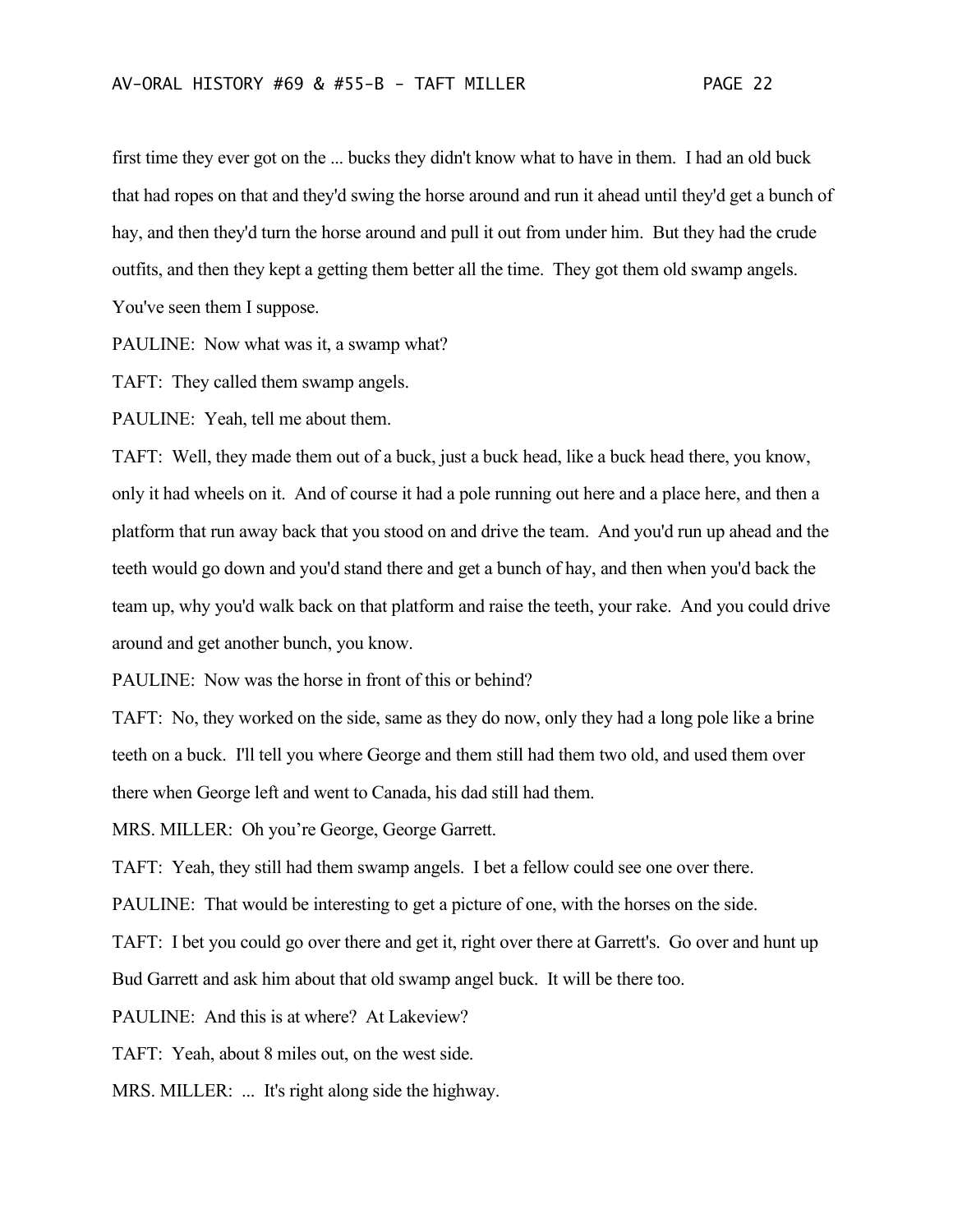first time they ever got on the ... bucks they didn't know what to have in them. I had an old buck that had ropes on that and they'd swing the horse around and run it ahead until they'd get a bunch of hay, and then they'd turn the horse around and pull it out from under him. But they had the crude outfits, and then they kept a getting them better all the time. They got them old swamp angels. You've seen them I suppose.

PAULINE: Now what was it, a swamp what?

TAFT: They called them swamp angels.

PAULINE: Yeah, tell me about them.

TAFT: Well, they made them out of a buck, just a buck head, like a buck head there, you know, only it had wheels on it. And of course it had a pole running out here and a place here, and then a platform that run away back that you stood on and drive the team. And you'd run up ahead and the teeth would go down and you'd stand there and get a bunch of hay, and then when you'd back the team up, why you'd walk back on that platform and raise the teeth, your rake. And you could drive around and get another bunch, you know.

PAULINE: Now was the horse in front of this or behind?

TAFT: No, they worked on the side, same as they do now, only they had a long pole like a brine teeth on a buck. I'll tell you where George and them still had them two old, and used them over there when George left and went to Canada, his dad still had them.

MRS. MILLER: Oh you're George, George Garrett.

TAFT: Yeah, they still had them swamp angels. I bet a fellow could see one over there.

PAULINE: That would be interesting to get a picture of one, with the horses on the side.

TAFT: I bet you could go over there and get it, right over there at Garrett's. Go over and hunt up Bud Garrett and ask him about that old swamp angel buck. It will be there too.

PAULINE: And this is at where? At Lakeview?

TAFT: Yeah, about 8 miles out, on the west side.

MRS. MILLER: ... It's right along side the highway.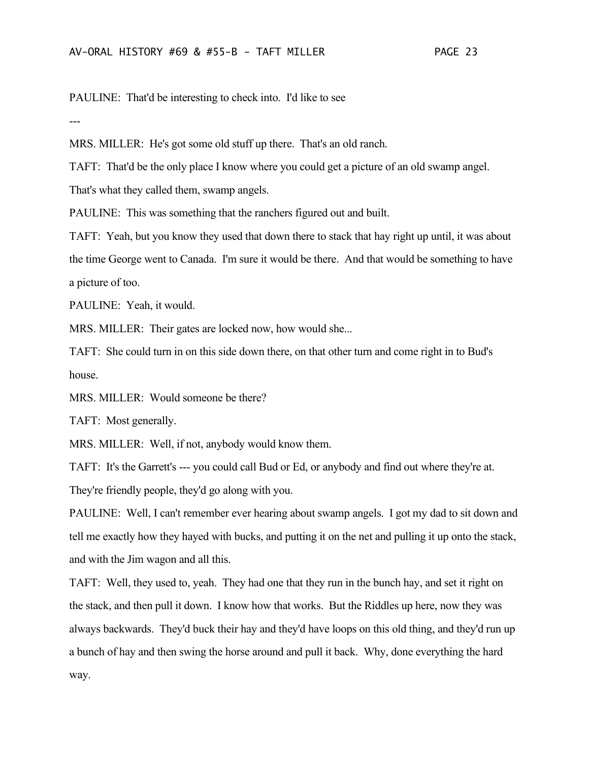PAULINE: That'd be interesting to check into. I'd like to see

---

MRS. MILLER: He's got some old stuff up there. That's an old ranch.

TAFT: That'd be the only place I know where you could get a picture of an old swamp angel. That's what they called them, swamp angels.

PAULINE: This was something that the ranchers figured out and built.

TAFT: Yeah, but you know they used that down there to stack that hay right up until, it was about the time George went to Canada. I'm sure it would be there. And that would be something to have a picture of too.

PAULINE: Yeah, it would.

MRS. MILLER: Their gates are locked now, how would she...

TAFT: She could turn in on this side down there, on that other turn and come right in to Bud's house.

MRS. MILLER: Would someone be there?

TAFT: Most generally.

MRS. MILLER: Well, if not, anybody would know them.

TAFT: It's the Garrett's --- you could call Bud or Ed, or anybody and find out where they're at. They're friendly people, they'd go along with you.

PAULINE: Well, I can't remember ever hearing about swamp angels. I got my dad to sit down and tell me exactly how they hayed with bucks, and putting it on the net and pulling it up onto the stack, and with the Jim wagon and all this.

TAFT: Well, they used to, yeah. They had one that they run in the bunch hay, and set it right on the stack, and then pull it down. I know how that works. But the Riddles up here, now they was always backwards. They'd buck their hay and they'd have loops on this old thing, and they'd run up a bunch of hay and then swing the horse around and pull it back. Why, done everything the hard way.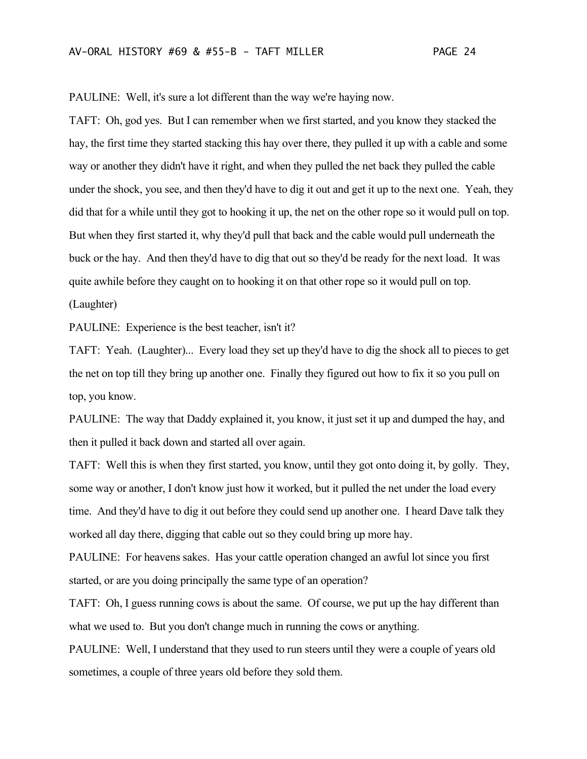PAULINE: Well, it's sure a lot different than the way we're haying now.

TAFT: Oh, god yes. But I can remember when we first started, and you know they stacked the hay, the first time they started stacking this hay over there, they pulled it up with a cable and some way or another they didn't have it right, and when they pulled the net back they pulled the cable under the shock, you see, and then they'd have to dig it out and get it up to the next one. Yeah, they did that for a while until they got to hooking it up, the net on the other rope so it would pull on top. But when they first started it, why they'd pull that back and the cable would pull underneath the buck or the hay. And then they'd have to dig that out so they'd be ready for the next load. It was quite awhile before they caught on to hooking it on that other rope so it would pull on top. (Laughter)

PAULINE: Experience is the best teacher, isn't it?

TAFT: Yeah. (Laughter)... Every load they set up they'd have to dig the shock all to pieces to get the net on top till they bring up another one. Finally they figured out how to fix it so you pull on top, you know.

PAULINE: The way that Daddy explained it, you know, it just set it up and dumped the hay, and then it pulled it back down and started all over again.

TAFT: Well this is when they first started, you know, until they got onto doing it, by golly. They, some way or another, I don't know just how it worked, but it pulled the net under the load every time. And they'd have to dig it out before they could send up another one. I heard Dave talk they worked all day there, digging that cable out so they could bring up more hay.

PAULINE: For heavens sakes. Has your cattle operation changed an awful lot since you first started, or are you doing principally the same type of an operation?

TAFT: Oh, I guess running cows is about the same. Of course, we put up the hay different than what we used to. But you don't change much in running the cows or anything.

PAULINE: Well, I understand that they used to run steers until they were a couple of years old sometimes, a couple of three years old before they sold them.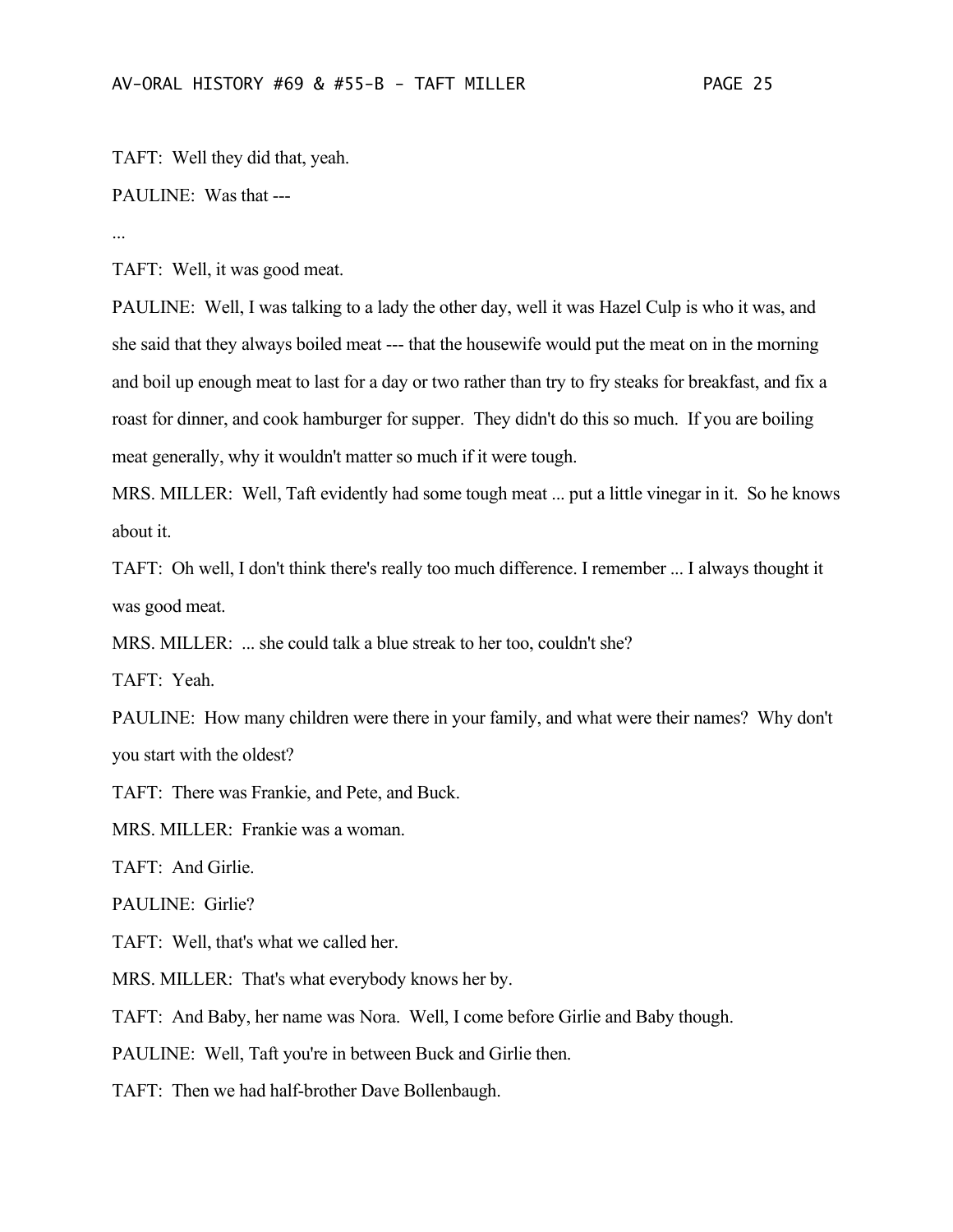TAFT: Well they did that, yeah.

PAULINE: Was that ---

...

TAFT: Well, it was good meat.

PAULINE: Well, I was talking to a lady the other day, well it was Hazel Culp is who it was, and she said that they always boiled meat --- that the housewife would put the meat on in the morning and boil up enough meat to last for a day or two rather than try to fry steaks for breakfast, and fix a roast for dinner, and cook hamburger for supper. They didn't do this so much. If you are boiling meat generally, why it wouldn't matter so much if it were tough.

MRS. MILLER: Well, Taft evidently had some tough meat ... put a little vinegar in it. So he knows about it.

TAFT: Oh well, I don't think there's really too much difference. I remember ... I always thought it was good meat.

MRS. MILLER: ... she could talk a blue streak to her too, couldn't she?

TAFT: Yeah.

PAULINE: How many children were there in your family, and what were their names? Why don't you start with the oldest?

TAFT: There was Frankie, and Pete, and Buck.

MRS. MILLER: Frankie was a woman.

TAFT: And Girlie.

PAULINE: Girlie?

TAFT: Well, that's what we called her.

MRS. MILLER: That's what everybody knows her by.

TAFT: And Baby, her name was Nora. Well, I come before Girlie and Baby though.

PAULINE: Well, Taft you're in between Buck and Girlie then.

TAFT: Then we had half-brother Dave Bollenbaugh.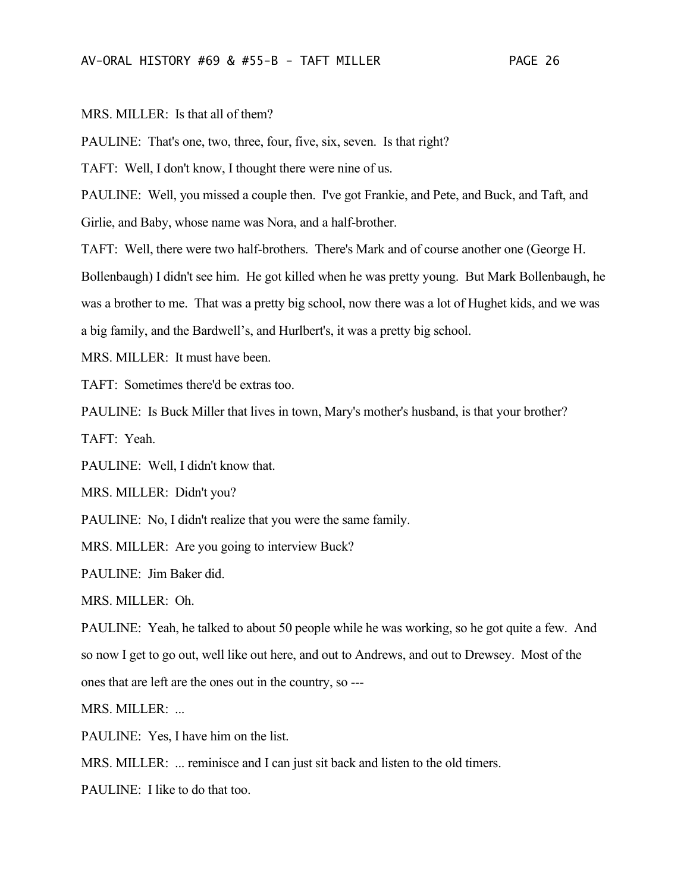MRS. MILLER: Is that all of them?

PAULINE: That's one, two, three, four, five, six, seven. Is that right?

TAFT: Well, I don't know, I thought there were nine of us.

PAULINE: Well, you missed a couple then. I've got Frankie, and Pete, and Buck, and Taft, and Girlie, and Baby, whose name was Nora, and a half-brother.

TAFT: Well, there were two half-brothers. There's Mark and of course another one (George H. Bollenbaugh) I didn't see him. He got killed when he was pretty young. But Mark Bollenbaugh, he was a brother to me. That was a pretty big school, now there was a lot of Hughet kids, and we was a big family, and the Bardwell's, and Hurlbert's, it was a pretty big school.

MRS. MILLER: It must have been.

TAFT: Sometimes there'd be extras too.

PAULINE: Is Buck Miller that lives in town, Mary's mother's husband, is that your brother?

TAFT: Yeah.

PAULINE: Well, I didn't know that.

MRS. MILLER: Didn't you?

PAULINE: No, I didn't realize that you were the same family.

MRS. MILLER: Are you going to interview Buck?

PAULINE: Jim Baker did.

MRS. MILLER: Oh.

PAULINE: Yeah, he talked to about 50 people while he was working, so he got quite a few. And so now I get to go out, well like out here, and out to Andrews, and out to Drewsey. Most of the ones that are left are the ones out in the country, so ---

MRS. MILLER: ...

PAULINE: Yes, I have him on the list.

MRS. MILLER: ... reminisce and I can just sit back and listen to the old timers.

PAULINE: I like to do that too.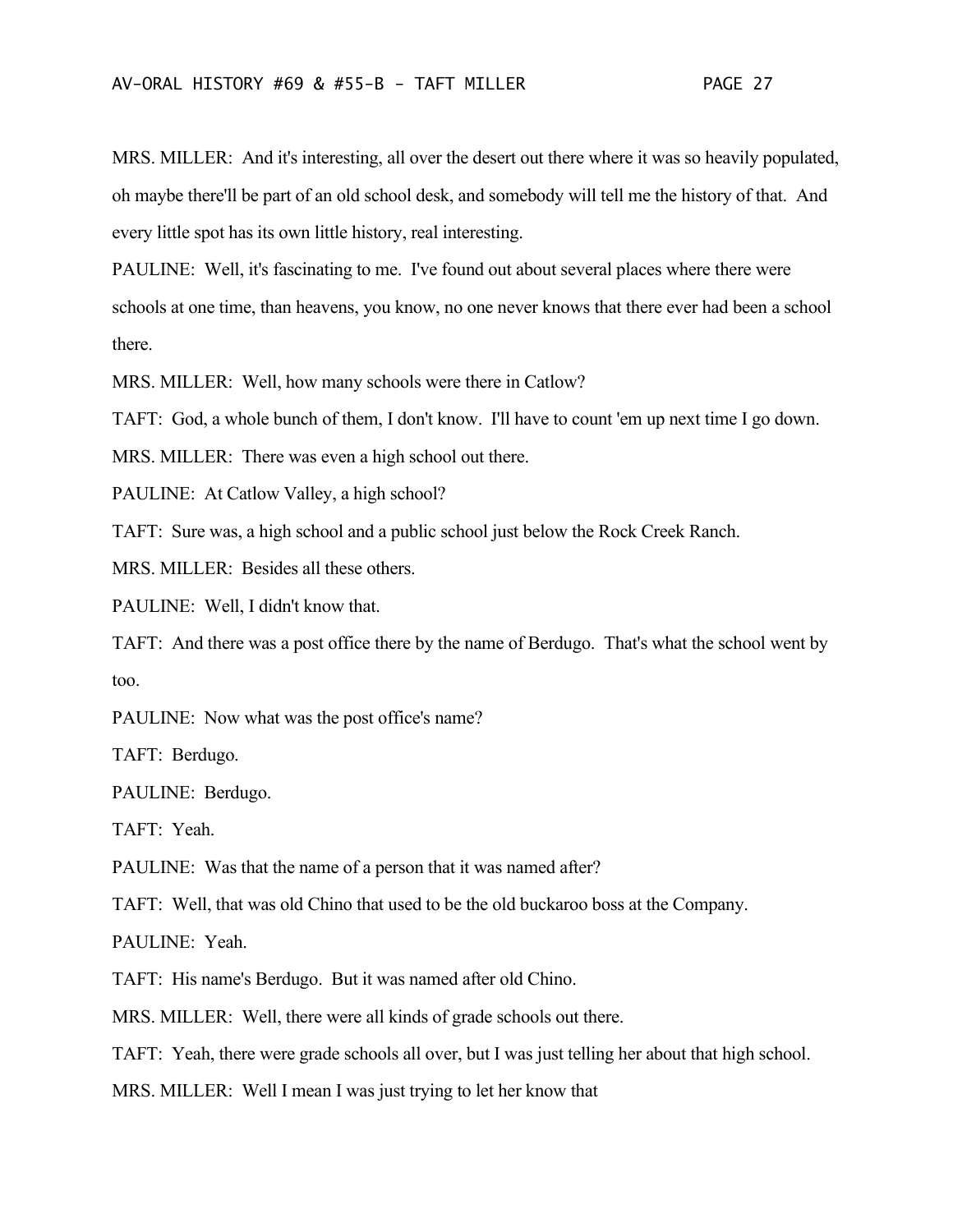MRS. MILLER: And it's interesting, all over the desert out there where it was so heavily populated, oh maybe there'll be part of an old school desk, and somebody will tell me the history of that. And every little spot has its own little history, real interesting.

PAULINE: Well, it's fascinating to me. I've found out about several places where there were schools at one time, than heavens, you know, no one never knows that there ever had been a school there.

MRS. MILLER: Well, how many schools were there in Catlow?

TAFT: God, a whole bunch of them, I don't know. I'll have to count 'em up next time I go down.

MRS. MILLER: There was even a high school out there.

PAULINE: At Catlow Valley, a high school?

TAFT: Sure was, a high school and a public school just below the Rock Creek Ranch.

MRS. MILLER: Besides all these others.

PAULINE: Well, I didn't know that.

TAFT: And there was a post office there by the name of Berdugo. That's what the school went by too.

PAULINE: Now what was the post office's name?

TAFT: Berdugo.

PAULINE: Berdugo.

TAFT: Yeah.

PAULINE: Was that the name of a person that it was named after?

TAFT: Well, that was old Chino that used to be the old buckaroo boss at the Company.

PAULINE: Yeah.

TAFT: His name's Berdugo. But it was named after old Chino.

MRS. MILLER: Well, there were all kinds of grade schools out there.

TAFT: Yeah, there were grade schools all over, but I was just telling her about that high school.

MRS. MILLER: Well I mean I was just trying to let her know that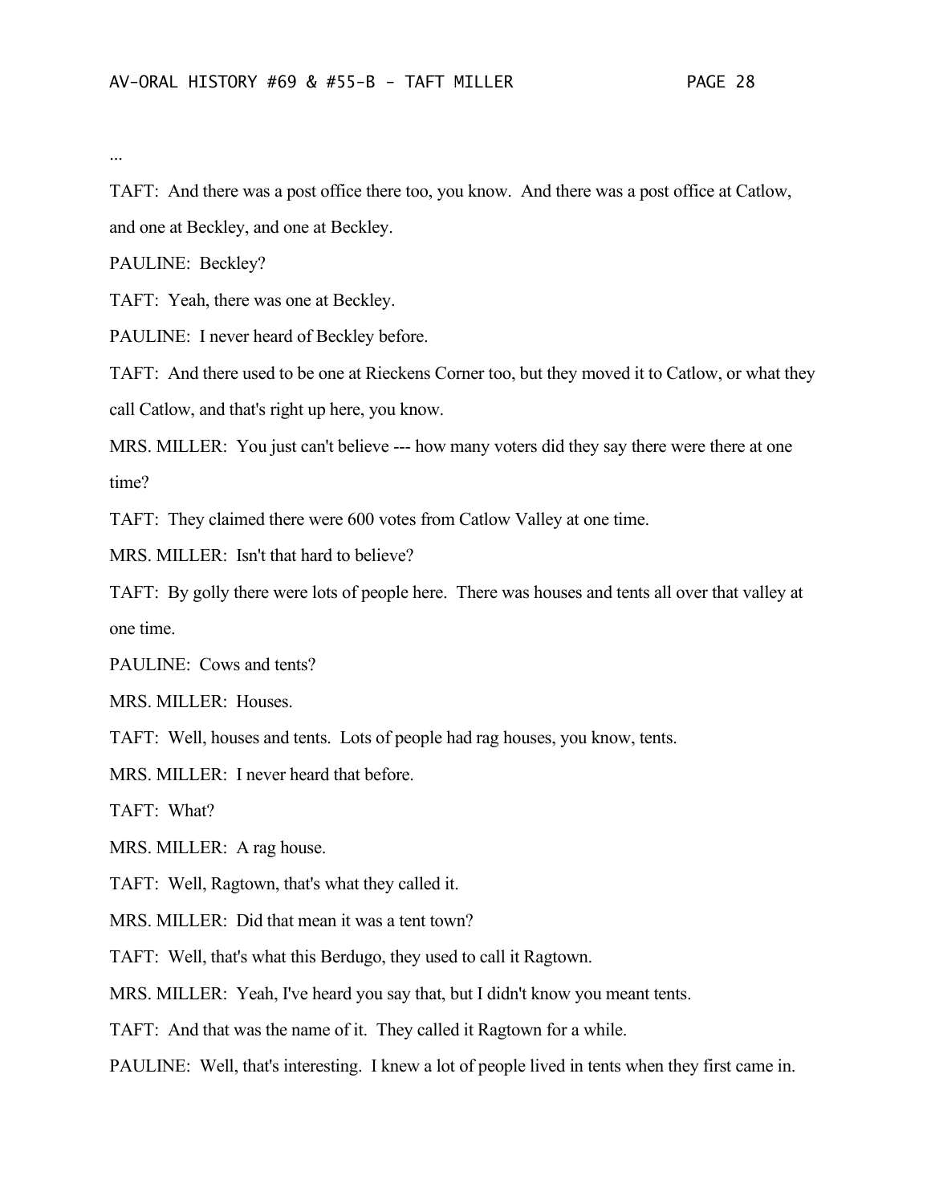...

TAFT: And there was a post office there too, you know. And there was a post office at Catlow, and one at Beckley, and one at Beckley.

PAULINE: Beckley?

TAFT: Yeah, there was one at Beckley.

PAULINE: I never heard of Beckley before.

TAFT: And there used to be one at Rieckens Corner too, but they moved it to Catlow, or what they call Catlow, and that's right up here, you know.

MRS. MILLER: You just can't believe --- how many voters did they say there were there at one time?

TAFT: They claimed there were 600 votes from Catlow Valley at one time.

MRS. MILLER: Isn't that hard to believe?

TAFT: By golly there were lots of people here. There was houses and tents all over that valley at one time.

PAULINE: Cows and tents?

MRS. MILLER: Houses.

TAFT: Well, houses and tents. Lots of people had rag houses, you know, tents.

MRS. MILLER: I never heard that before.

TAFT: What?

MRS. MILLER: A rag house.

TAFT: Well, Ragtown, that's what they called it.

MRS. MILLER: Did that mean it was a tent town?

TAFT: Well, that's what this Berdugo, they used to call it Ragtown.

MRS. MILLER: Yeah, I've heard you say that, but I didn't know you meant tents.

TAFT: And that was the name of it. They called it Ragtown for a while.

PAULINE: Well, that's interesting. I knew a lot of people lived in tents when they first came in.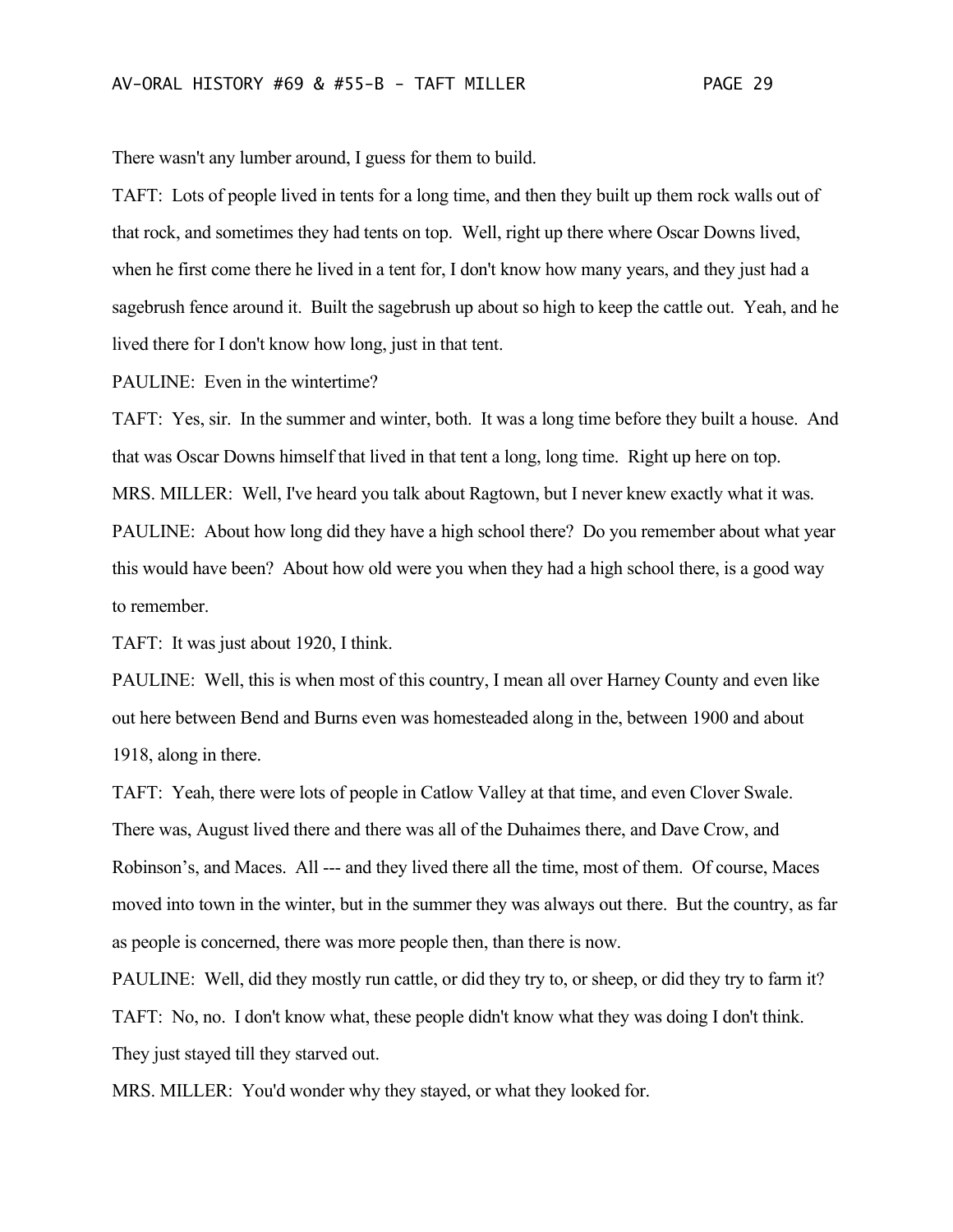There wasn't any lumber around, I guess for them to build.

TAFT: Lots of people lived in tents for a long time, and then they built up them rock walls out of that rock, and sometimes they had tents on top. Well, right up there where Oscar Downs lived, when he first come there he lived in a tent for, I don't know how many years, and they just had a sagebrush fence around it. Built the sagebrush up about so high to keep the cattle out. Yeah, and he lived there for I don't know how long, just in that tent.

PAULINE: Even in the wintertime?

TAFT: Yes, sir. In the summer and winter, both. It was a long time before they built a house. And that was Oscar Downs himself that lived in that tent a long, long time. Right up here on top.

MRS. MILLER: Well, I've heard you talk about Ragtown, but I never knew exactly what it was.

PAULINE: About how long did they have a high school there? Do you remember about what year this would have been? About how old were you when they had a high school there, is a good way to remember.

TAFT: It was just about 1920, I think.

PAULINE: Well, this is when most of this country, I mean all over Harney County and even like out here between Bend and Burns even was homesteaded along in the, between 1900 and about 1918, along in there.

TAFT: Yeah, there were lots of people in Catlow Valley at that time, and even Clover Swale. There was, August lived there and there was all of the Duhaimes there, and Dave Crow, and Robinson's, and Maces. All --- and they lived there all the time, most of them. Of course, Maces moved into town in the winter, but in the summer they was always out there. But the country, as far as people is concerned, there was more people then, than there is now.

PAULINE: Well, did they mostly run cattle, or did they try to, or sheep, or did they try to farm it?

TAFT: No, no. I don't know what, these people didn't know what they was doing I don't think. They just stayed till they starved out.

MRS. MILLER: You'd wonder why they stayed, or what they looked for.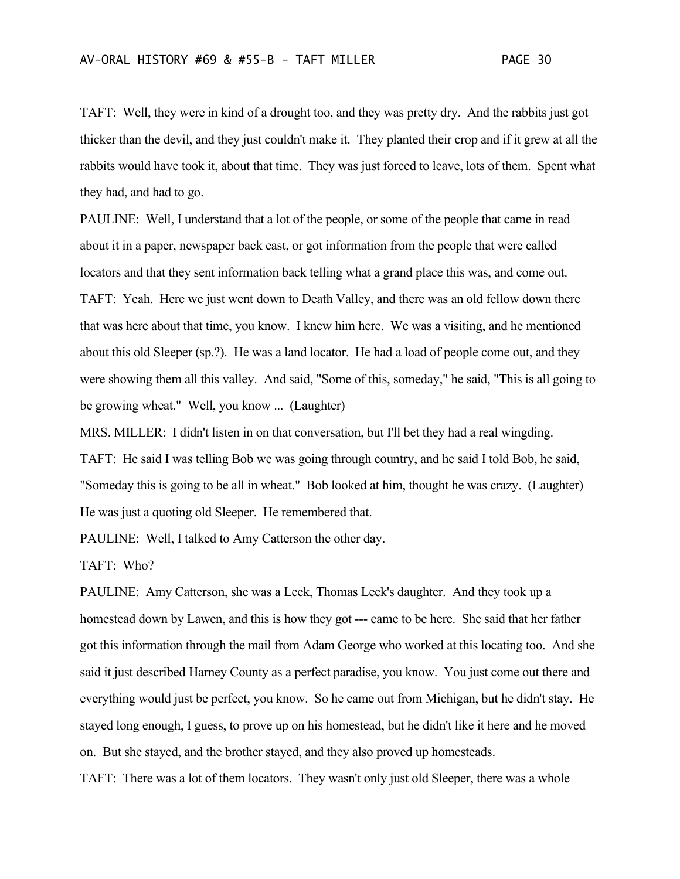TAFT: Well, they were in kind of a drought too, and they was pretty dry. And the rabbits just got thicker than the devil, and they just couldn't make it. They planted their crop and if it grew at all the rabbits would have took it, about that time. They was just forced to leave, lots of them. Spent what they had, and had to go.

PAULINE: Well, I understand that a lot of the people, or some of the people that came in read about it in a paper, newspaper back east, or got information from the people that were called locators and that they sent information back telling what a grand place this was, and come out.

TAFT: Yeah. Here we just went down to Death Valley, and there was an old fellow down there that was here about that time, you know. I knew him here. We was a visiting, and he mentioned about this old Sleeper (sp.?). He was a land locator. He had a load of people come out, and they were showing them all this valley. And said, "Some of this, someday," he said, "This is all going to be growing wheat." Well, you know ... (Laughter)

MRS. MILLER: I didn't listen in on that conversation, but I'll bet they had a real wingding.

TAFT: He said I was telling Bob we was going through country, and he said I told Bob, he said, "Someday this is going to be all in wheat." Bob looked at him, thought he was crazy. (Laughter) He was just a quoting old Sleeper. He remembered that.

PAULINE: Well, I talked to Amy Catterson the other day.

TAFT: Who?

PAULINE: Amy Catterson, she was a Leek, Thomas Leek's daughter. And they took up a homestead down by Lawen, and this is how they got --- came to be here. She said that her father got this information through the mail from Adam George who worked at this locating too. And she said it just described Harney County as a perfect paradise, you know. You just come out there and everything would just be perfect, you know. So he came out from Michigan, but he didn't stay. He stayed long enough, I guess, to prove up on his homestead, but he didn't like it here and he moved on. But she stayed, and the brother stayed, and they also proved up homesteads.

TAFT: There was a lot of them locators. They wasn't only just old Sleeper, there was a whole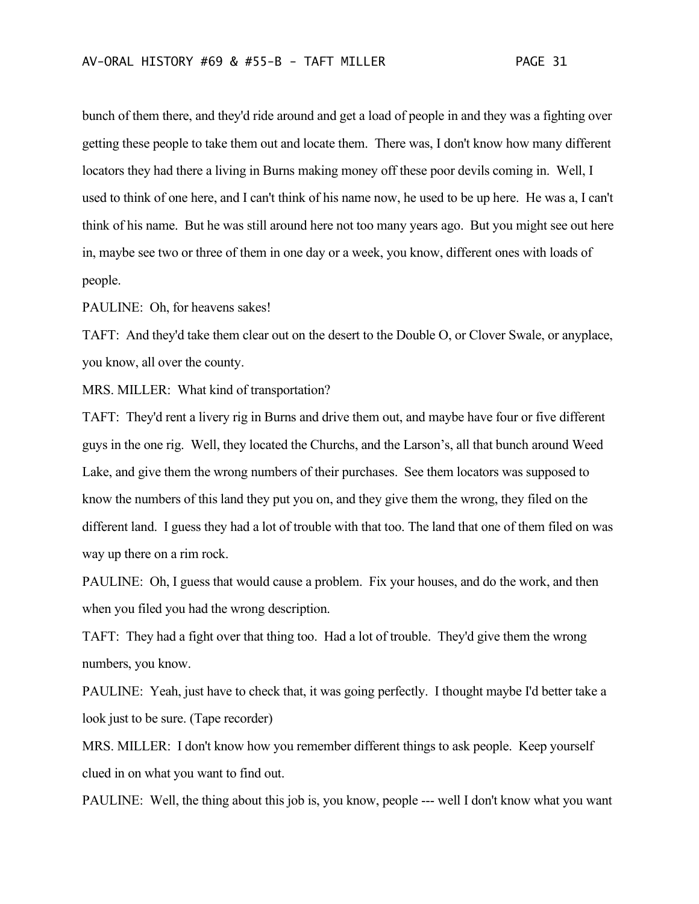bunch of them there, and they'd ride around and get a load of people in and they was a fighting over getting these people to take them out and locate them. There was, I don't know how many different locators they had there a living in Burns making money off these poor devils coming in. Well, I used to think of one here, and I can't think of his name now, he used to be up here. He was a, I can't think of his name. But he was still around here not too many years ago. But you might see out here in, maybe see two or three of them in one day or a week, you know, different ones with loads of people.

PAULINE: Oh, for heavens sakes!

TAFT: And they'd take them clear out on the desert to the Double O, or Clover Swale, or anyplace, you know, all over the county.

MRS. MILLER: What kind of transportation?

TAFT: They'd rent a livery rig in Burns and drive them out, and maybe have four or five different guys in the one rig. Well, they located the Churchs, and the Larson's, all that bunch around Weed Lake, and give them the wrong numbers of their purchases. See them locators was supposed to know the numbers of this land they put you on, and they give them the wrong, they filed on the different land. I guess they had a lot of trouble with that too. The land that one of them filed on was way up there on a rim rock.

PAULINE: Oh, I guess that would cause a problem. Fix your houses, and do the work, and then when you filed you had the wrong description.

TAFT: They had a fight over that thing too. Had a lot of trouble. They'd give them the wrong numbers, you know.

PAULINE: Yeah, just have to check that, it was going perfectly. I thought maybe I'd better take a look just to be sure. (Tape recorder)

MRS. MILLER: I don't know how you remember different things to ask people. Keep yourself clued in on what you want to find out.

PAULINE: Well, the thing about this job is, you know, people --- well I don't know what you want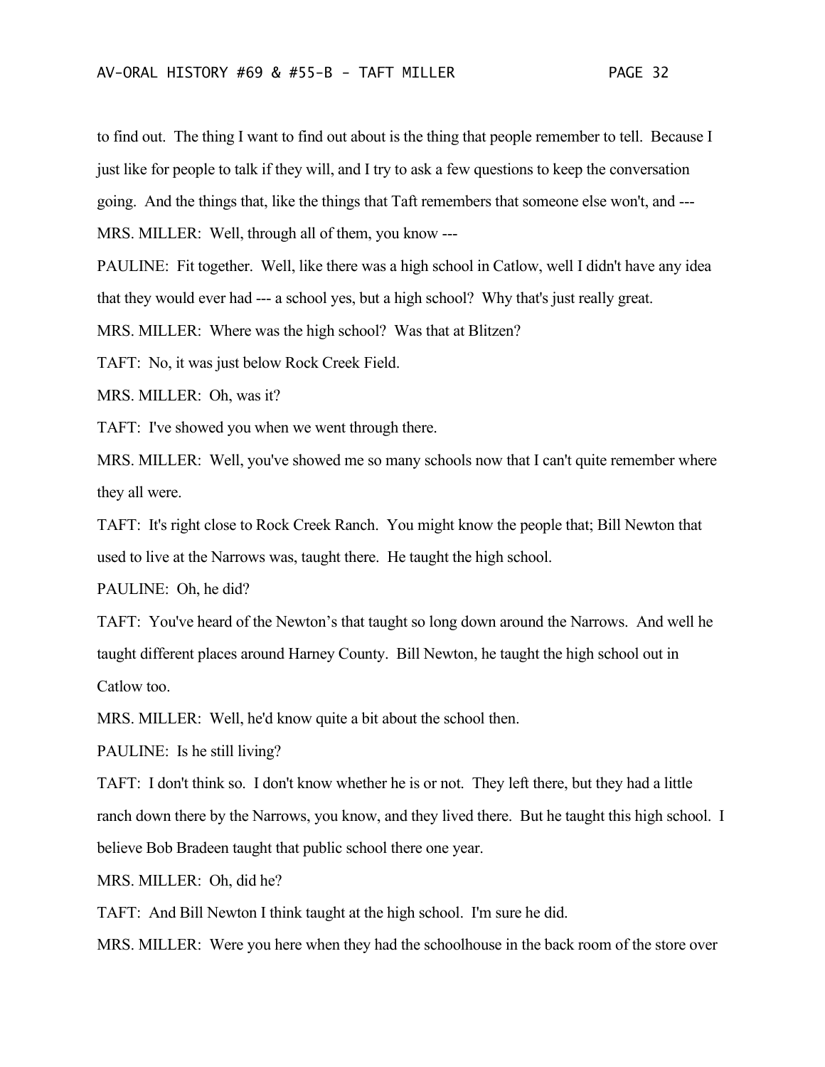to find out. The thing I want to find out about is the thing that people remember to tell. Because I just like for people to talk if they will, and I try to ask a few questions to keep the conversation going. And the things that, like the things that Taft remembers that someone else won't, and ---

MRS. MILLER: Well, through all of them, you know ---

PAULINE: Fit together. Well, like there was a high school in Catlow, well I didn't have any idea that they would ever had --- a school yes, but a high school? Why that's just really great.

MRS. MILLER: Where was the high school? Was that at Blitzen?

TAFT: No, it was just below Rock Creek Field.

MRS. MILLER: Oh, was it?

TAFT: I've showed you when we went through there.

MRS. MILLER: Well, you've showed me so many schools now that I can't quite remember where they all were.

TAFT: It's right close to Rock Creek Ranch. You might know the people that; Bill Newton that used to live at the Narrows was, taught there. He taught the high school.

PAULINE: Oh, he did?

TAFT: You've heard of the Newton's that taught so long down around the Narrows. And well he taught different places around Harney County. Bill Newton, he taught the high school out in Catlow too.

MRS. MILLER: Well, he'd know quite a bit about the school then.

PAULINE: Is he still living?

TAFT: I don't think so. I don't know whether he is or not. They left there, but they had a little ranch down there by the Narrows, you know, and they lived there. But he taught this high school. I believe Bob Bradeen taught that public school there one year.

MRS. MILLER: Oh, did he?

TAFT: And Bill Newton I think taught at the high school. I'm sure he did.

MRS. MILLER: Were you here when they had the schoolhouse in the back room of the store over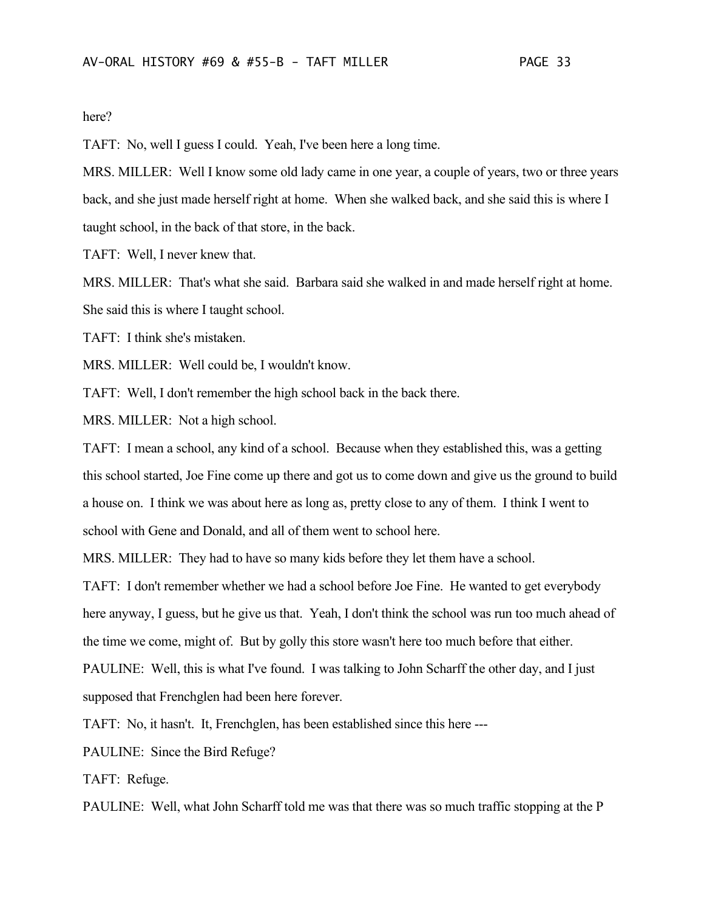here?

TAFT: No, well I guess I could. Yeah, I've been here a long time.

MRS. MILLER: Well I know some old lady came in one year, a couple of years, two or three years back, and she just made herself right at home. When she walked back, and she said this is where I taught school, in the back of that store, in the back.

TAFT: Well, I never knew that.

MRS. MILLER: That's what she said. Barbara said she walked in and made herself right at home. She said this is where I taught school.

TAFT: I think she's mistaken.

MRS. MILLER: Well could be, I wouldn't know.

TAFT: Well, I don't remember the high school back in the back there.

MRS. MILLER: Not a high school.

TAFT: I mean a school, any kind of a school. Because when they established this, was a getting this school started, Joe Fine come up there and got us to come down and give us the ground to build a house on. I think we was about here as long as, pretty close to any of them. I think I went to school with Gene and Donald, and all of them went to school here.

MRS. MILLER: They had to have so many kids before they let them have a school.

TAFT: I don't remember whether we had a school before Joe Fine. He wanted to get everybody here anyway, I guess, but he give us that. Yeah, I don't think the school was run too much ahead of the time we come, might of. But by golly this store wasn't here too much before that either.

PAULINE: Well, this is what I've found. I was talking to John Scharff the other day, and I just supposed that Frenchglen had been here forever.

TAFT: No, it hasn't. It, Frenchglen, has been established since this here ---

PAULINE: Since the Bird Refuge?

TAFT: Refuge.

PAULINE: Well, what John Scharff told me was that there was so much traffic stopping at the P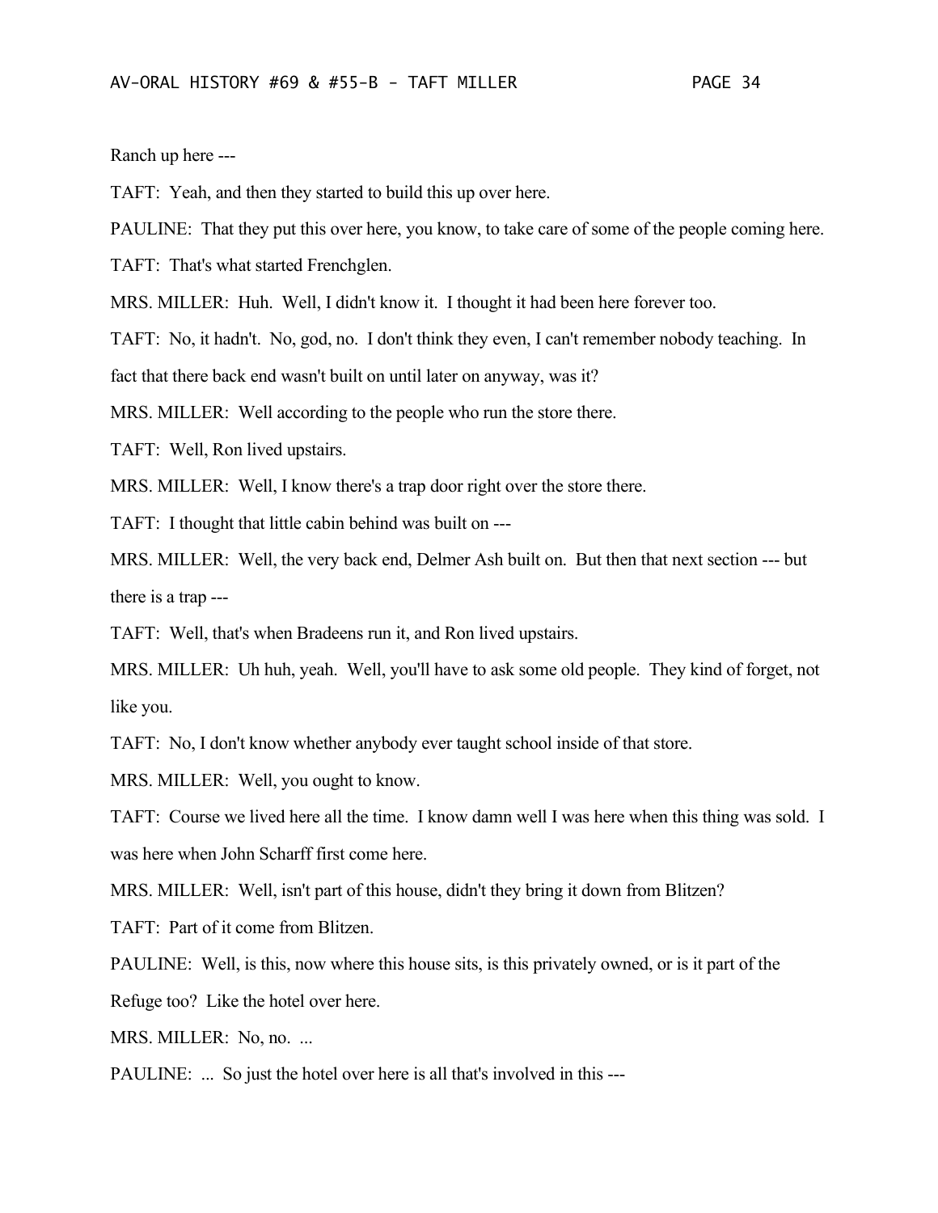Ranch up here ---

TAFT: Yeah, and then they started to build this up over here.

PAULINE: That they put this over here, you know, to take care of some of the people coming here.

TAFT: That's what started Frenchglen.

MRS. MILLER: Huh. Well, I didn't know it. I thought it had been here forever too.

TAFT: No, it hadn't. No, god, no. I don't think they even, I can't remember nobody teaching. In fact that there back end wasn't built on until later on anyway, was it?

MRS. MILLER: Well according to the people who run the store there.

TAFT: Well, Ron lived upstairs.

MRS. MILLER: Well, I know there's a trap door right over the store there.

TAFT: I thought that little cabin behind was built on ---

MRS. MILLER: Well, the very back end, Delmer Ash built on. But then that next section --- but there is a trap ---

TAFT: Well, that's when Bradeens run it, and Ron lived upstairs.

MRS. MILLER: Uh huh, yeah. Well, you'll have to ask some old people. They kind of forget, not like you.

TAFT: No, I don't know whether anybody ever taught school inside of that store.

MRS. MILLER: Well, you ought to know.

TAFT: Course we lived here all the time. I know damn well I was here when this thing was sold. I was here when John Scharff first come here.

MRS. MILLER: Well, isn't part of this house, didn't they bring it down from Blitzen?

TAFT: Part of it come from Blitzen.

PAULINE: Well, is this, now where this house sits, is this privately owned, or is it part of the Refuge too? Like the hotel over here.

MRS. MILLER: No, no. ...

PAULINE: ... So just the hotel over here is all that's involved in this ---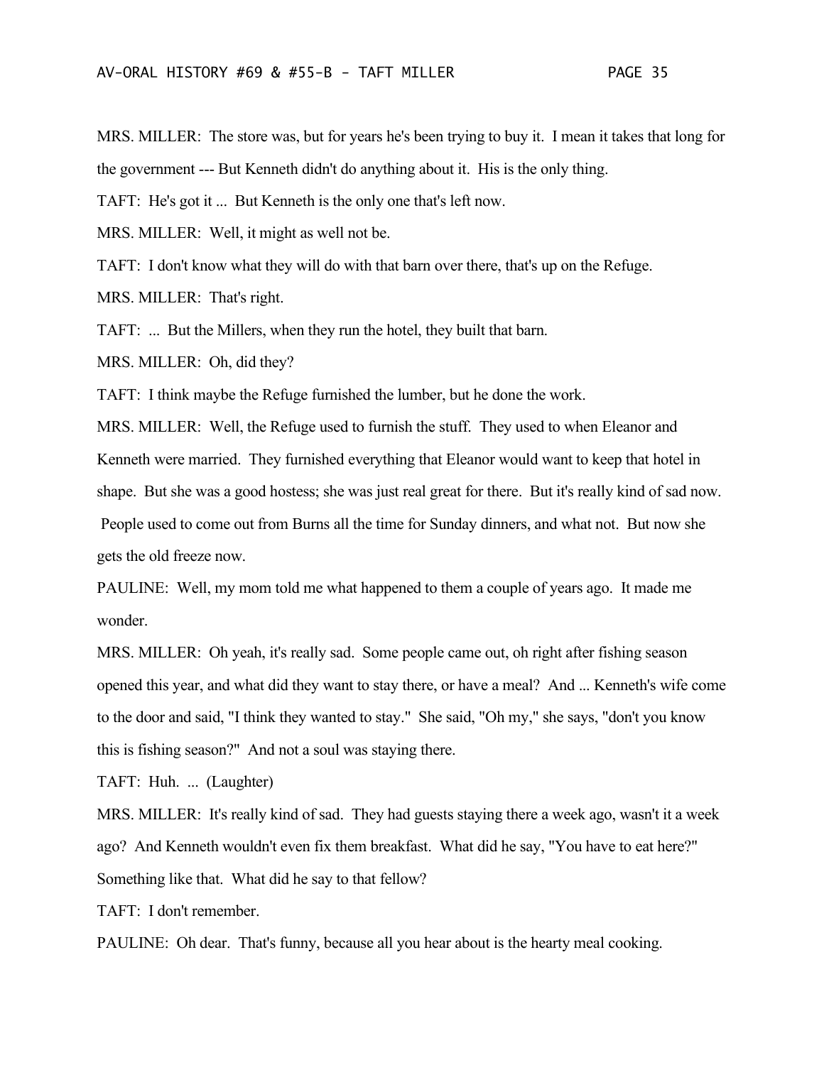MRS. MILLER: The store was, but for years he's been trying to buy it. I mean it takes that long for the government --- But Kenneth didn't do anything about it. His is the only thing.

TAFT: He's got it ... But Kenneth is the only one that's left now.

MRS. MILLER: Well, it might as well not be.

TAFT: I don't know what they will do with that barn over there, that's up on the Refuge.

MRS. MILLER: That's right.

TAFT: ... But the Millers, when they run the hotel, they built that barn.

MRS. MILLER: Oh, did they?

TAFT: I think maybe the Refuge furnished the lumber, but he done the work.

MRS. MILLER: Well, the Refuge used to furnish the stuff. They used to when Eleanor and Kenneth were married. They furnished everything that Eleanor would want to keep that hotel in shape. But she was a good hostess; she was just real great for there. But it's really kind of sad now. People used to come out from Burns all the time for Sunday dinners, and what not. But now she gets the old freeze now.

PAULINE: Well, my mom told me what happened to them a couple of years ago. It made me wonder.

MRS. MILLER: Oh yeah, it's really sad. Some people came out, oh right after fishing season opened this year, and what did they want to stay there, or have a meal? And ... Kenneth's wife come to the door and said, "I think they wanted to stay." She said, "Oh my," she says, "don't you know this is fishing season?" And not a soul was staying there.

TAFT: Huh. ... (Laughter)

MRS. MILLER: It's really kind of sad. They had guests staying there a week ago, wasn't it a week ago? And Kenneth wouldn't even fix them breakfast. What did he say, "You have to eat here?" Something like that. What did he say to that fellow?

TAFT: I don't remember.

PAULINE: Oh dear. That's funny, because all you hear about is the hearty meal cooking.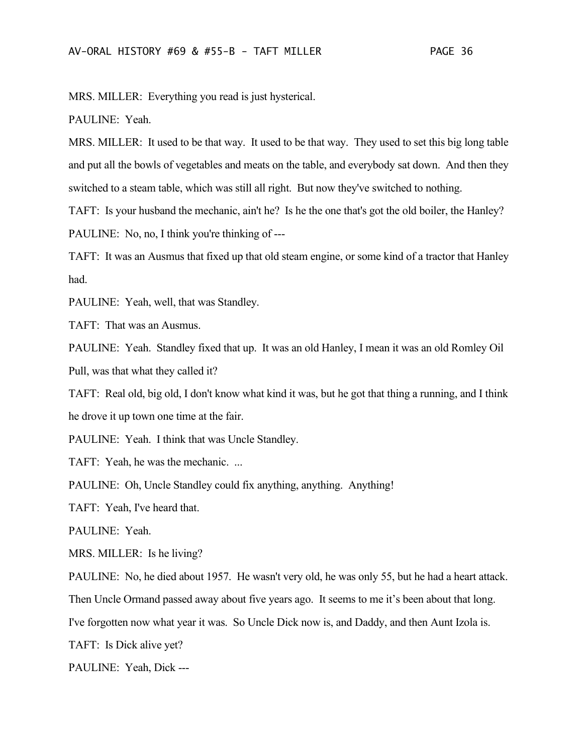MRS. MILLER: Everything you read is just hysterical.

PAULINE: Yeah.

MRS. MILLER: It used to be that way. It used to be that way. They used to set this big long table and put all the bowls of vegetables and meats on the table, and everybody sat down. And then they switched to a steam table, which was still all right. But now they've switched to nothing.

TAFT: Is your husband the mechanic, ain't he? Is he the one that's got the old boiler, the Hanley?

PAULINE: No, no, I think you're thinking of ---

TAFT: It was an Ausmus that fixed up that old steam engine, or some kind of a tractor that Hanley had.

PAULINE: Yeah, well, that was Standley.

TAFT: That was an Ausmus.

PAULINE: Yeah. Standley fixed that up. It was an old Hanley, I mean it was an old Romley Oil Pull, was that what they called it?

TAFT: Real old, big old, I don't know what kind it was, but he got that thing a running, and I think he drove it up town one time at the fair.

PAULINE: Yeah. I think that was Uncle Standley.

TAFT: Yeah, he was the mechanic. ...

PAULINE: Oh, Uncle Standley could fix anything, anything. Anything!

TAFT: Yeah, I've heard that.

PAULINE: Yeah.

MRS. MILLER: Is he living?

PAULINE: No, he died about 1957. He wasn't very old, he was only 55, but he had a heart attack. Then Uncle Ormand passed away about five years ago. It seems to me it's been about that long. I've forgotten now what year it was. So Uncle Dick now is, and Daddy, and then Aunt Izola is.

TAFT: Is Dick alive yet?

PAULINE: Yeah, Dick ---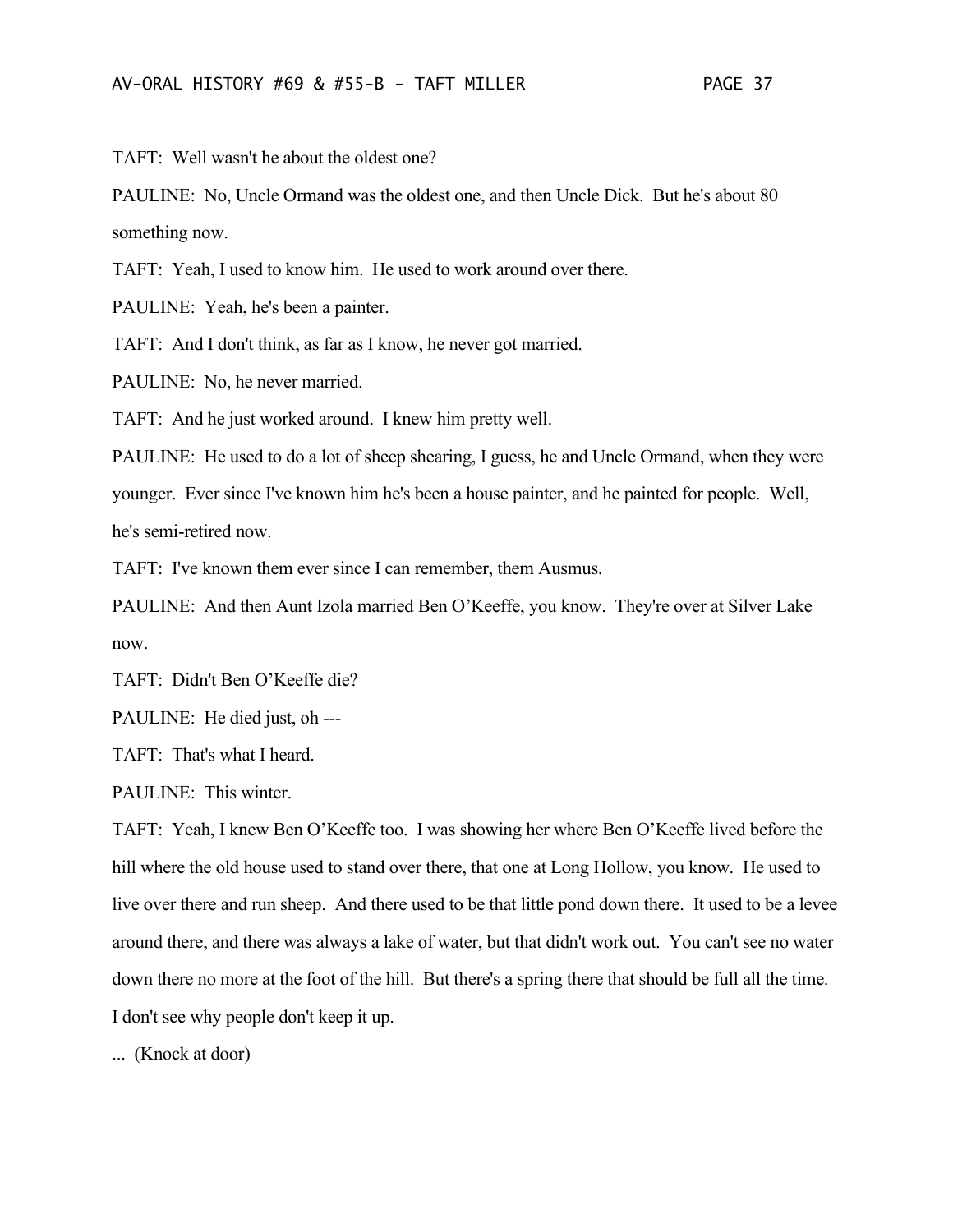TAFT: Well wasn't he about the oldest one?

PAULINE: No, Uncle Ormand was the oldest one, and then Uncle Dick. But he's about 80 something now.

TAFT: Yeah, I used to know him. He used to work around over there.

PAULINE: Yeah, he's been a painter.

TAFT: And I don't think, as far as I know, he never got married.

PAULINE: No, he never married.

TAFT: And he just worked around. I knew him pretty well.

PAULINE: He used to do a lot of sheep shearing, I guess, he and Uncle Ormand, when they were younger. Ever since I've known him he's been a house painter, and he painted for people. Well, he's semi-retired now.

TAFT: I've known them ever since I can remember, them Ausmus.

PAULINE: And then Aunt Izola married Ben O'Keeffe, you know. They're over at Silver Lake now.

TAFT: Didn't Ben O'Keeffe die?

PAULINE: He died just, oh ---

TAFT: That's what I heard.

PAULINE: This winter.

TAFT: Yeah, I knew Ben O'Keeffe too. I was showing her where Ben O'Keeffe lived before the hill where the old house used to stand over there, that one at Long Hollow, you know. He used to live over there and run sheep. And there used to be that little pond down there. It used to be a levee around there, and there was always a lake of water, but that didn't work out. You can't see no water down there no more at the foot of the hill. But there's a spring there that should be full all the time. I don't see why people don't keep it up.

... (Knock at door)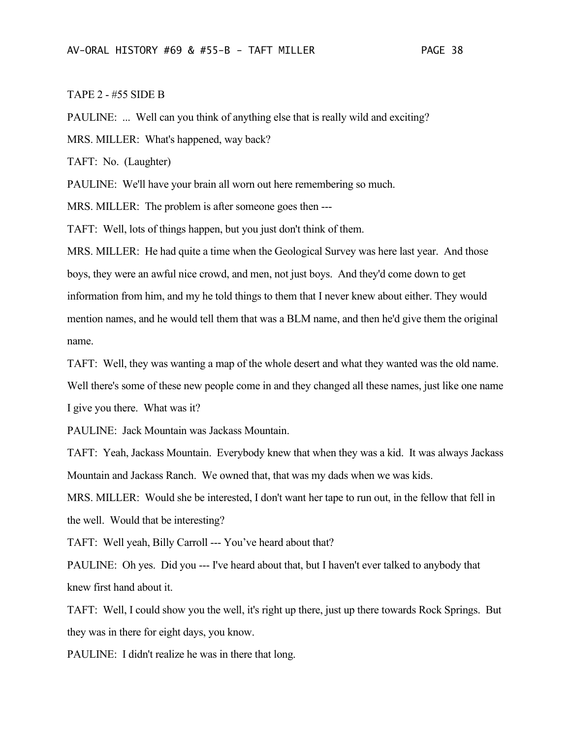TAPE 2 - #55 SIDE B

PAULINE: ... Well can you think of anything else that is really wild and exciting?

MRS. MILLER: What's happened, way back?

TAFT: No. (Laughter)

PAULINE: We'll have your brain all worn out here remembering so much.

MRS. MILLER: The problem is after someone goes then ---

TAFT: Well, lots of things happen, but you just don't think of them.

MRS. MILLER: He had quite a time when the Geological Survey was here last year. And those boys, they were an awful nice crowd, and men, not just boys. And they'd come down to get information from him, and my he told things to them that I never knew about either. They would mention names, and he would tell them that was a BLM name, and then he'd give them the original name.

TAFT: Well, they was wanting a map of the whole desert and what they wanted was the old name. Well there's some of these new people come in and they changed all these names, just like one name I give you there. What was it?

PAULINE: Jack Mountain was Jackass Mountain.

TAFT: Yeah, Jackass Mountain. Everybody knew that when they was a kid. It was always Jackass Mountain and Jackass Ranch. We owned that, that was my dads when we was kids.

MRS. MILLER: Would she be interested, I don't want her tape to run out, in the fellow that fell in the well. Would that be interesting?

TAFT: Well yeah, Billy Carroll --- You've heard about that?

PAULINE: Oh yes. Did you --- I've heard about that, but I haven't ever talked to anybody that knew first hand about it.

TAFT: Well, I could show you the well, it's right up there, just up there towards Rock Springs. But they was in there for eight days, you know.

PAULINE: I didn't realize he was in there that long.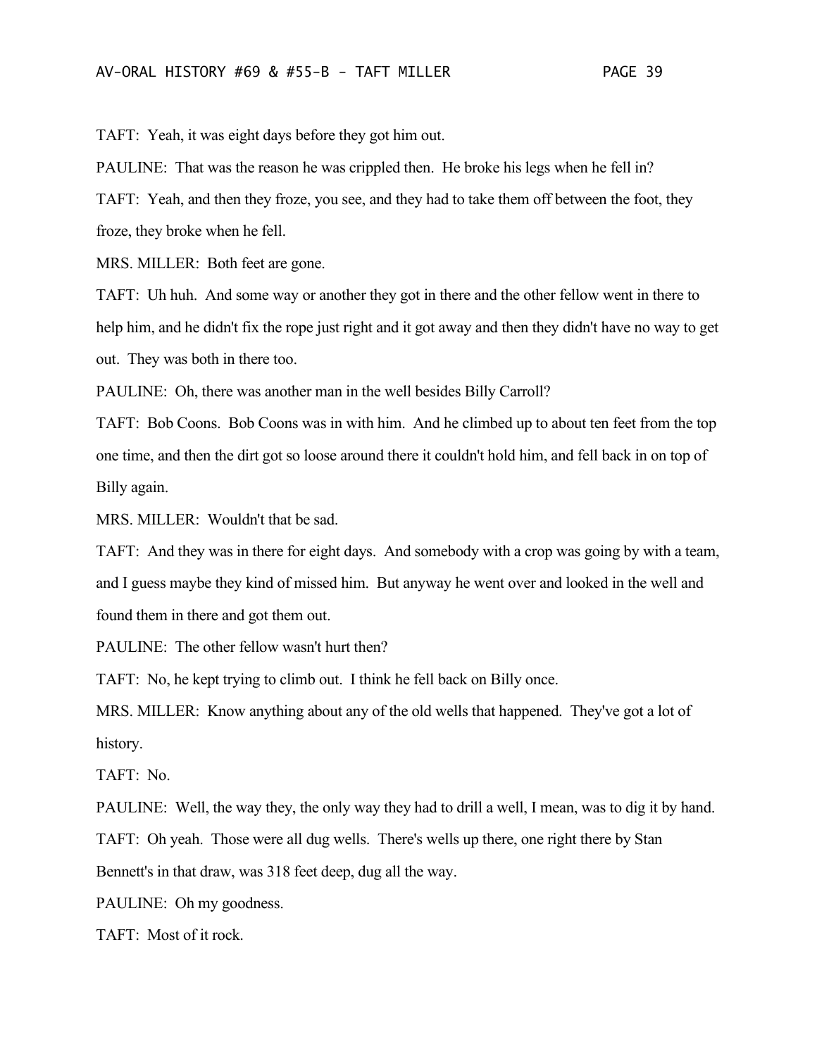TAFT: Yeah, it was eight days before they got him out.

PAULINE: That was the reason he was crippled then. He broke his legs when he fell in?

TAFT: Yeah, and then they froze, you see, and they had to take them off between the foot, they froze, they broke when he fell.

MRS. MILLER: Both feet are gone.

TAFT: Uh huh. And some way or another they got in there and the other fellow went in there to help him, and he didn't fix the rope just right and it got away and then they didn't have no way to get out. They was both in there too.

PAULINE: Oh, there was another man in the well besides Billy Carroll?

TAFT: Bob Coons. Bob Coons was in with him. And he climbed up to about ten feet from the top one time, and then the dirt got so loose around there it couldn't hold him, and fell back in on top of Billy again.

MRS. MILLER: Wouldn't that be sad.

TAFT: And they was in there for eight days. And somebody with a crop was going by with a team, and I guess maybe they kind of missed him. But anyway he went over and looked in the well and found them in there and got them out.

PAULINE: The other fellow wasn't hurt then?

TAFT: No, he kept trying to climb out. I think he fell back on Billy once.

MRS. MILLER: Know anything about any of the old wells that happened. They've got a lot of history.

TAFT: No.

PAULINE: Well, the way they, the only way they had to drill a well, I mean, was to dig it by hand.

TAFT: Oh yeah. Those were all dug wells. There's wells up there, one right there by Stan Bennett's in that draw, was 318 feet deep, dug all the way.

PAULINE: Oh my goodness.

TAFT: Most of it rock.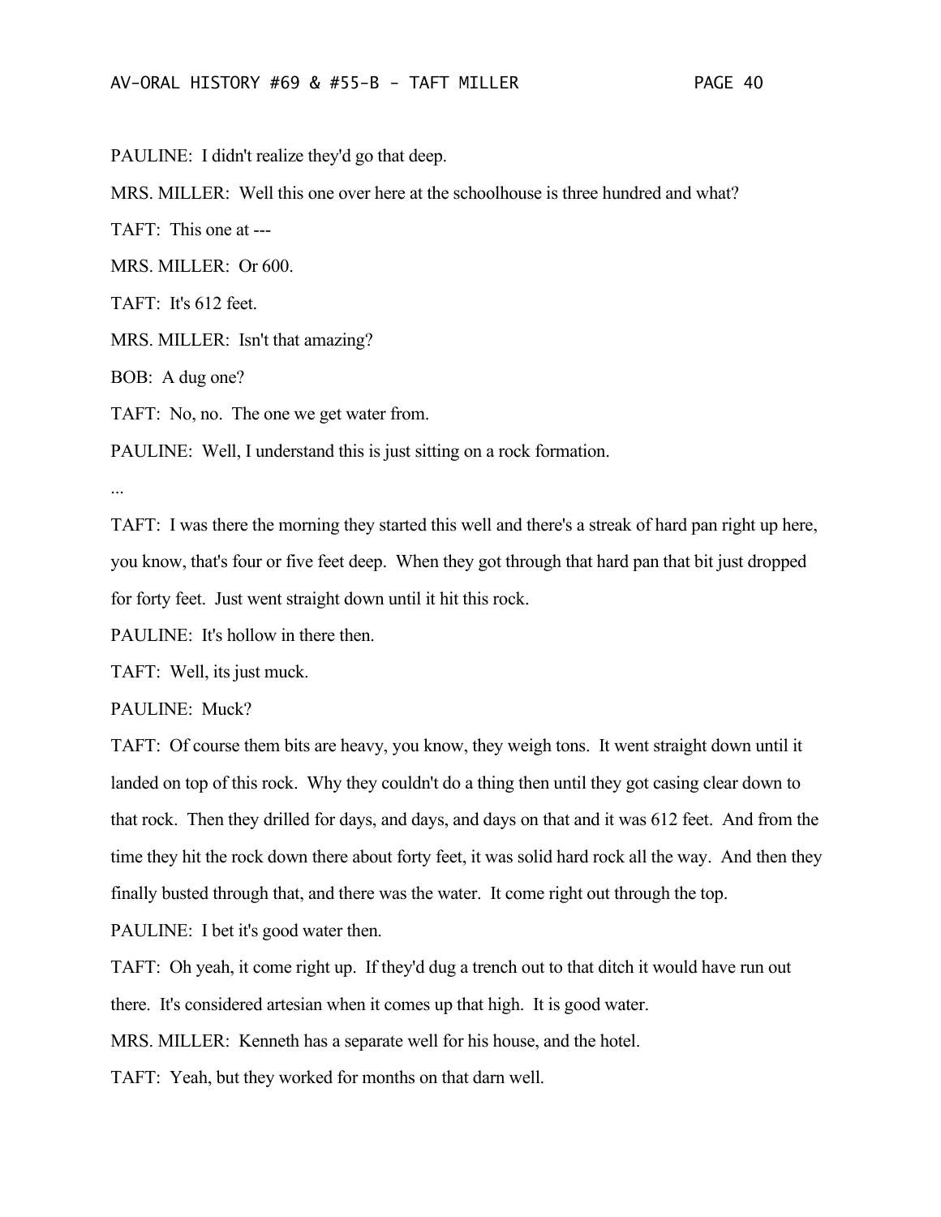PAULINE: I didn't realize they'd go that deep.

MRS. MILLER: Well this one over here at the schoolhouse is three hundred and what?

TAFT: This one at ---

MRS. MILLER: Or 600.

TAFT: It's 612 feet.

MRS. MILLER: Isn't that amazing?

BOB: A dug one?

TAFT: No, no. The one we get water from.

PAULINE: Well, I understand this is just sitting on a rock formation.

...

TAFT: I was there the morning they started this well and there's a streak of hard pan right up here, you know, that's four or five feet deep. When they got through that hard pan that bit just dropped for forty feet. Just went straight down until it hit this rock.

PAULINE: It's hollow in there then.

TAFT: Well, its just muck.

PAULINE: Muck?

TAFT: Of course them bits are heavy, you know, they weigh tons. It went straight down until it landed on top of this rock. Why they couldn't do a thing then until they got casing clear down to that rock. Then they drilled for days, and days, and days on that and it was 612 feet. And from the time they hit the rock down there about forty feet, it was solid hard rock all the way. And then they finally busted through that, and there was the water. It come right out through the top.

PAULINE: I bet it's good water then.

TAFT: Oh yeah, it come right up. If they'd dug a trench out to that ditch it would have run out there. It's considered artesian when it comes up that high. It is good water.

MRS. MILLER: Kenneth has a separate well for his house, and the hotel.

TAFT: Yeah, but they worked for months on that darn well.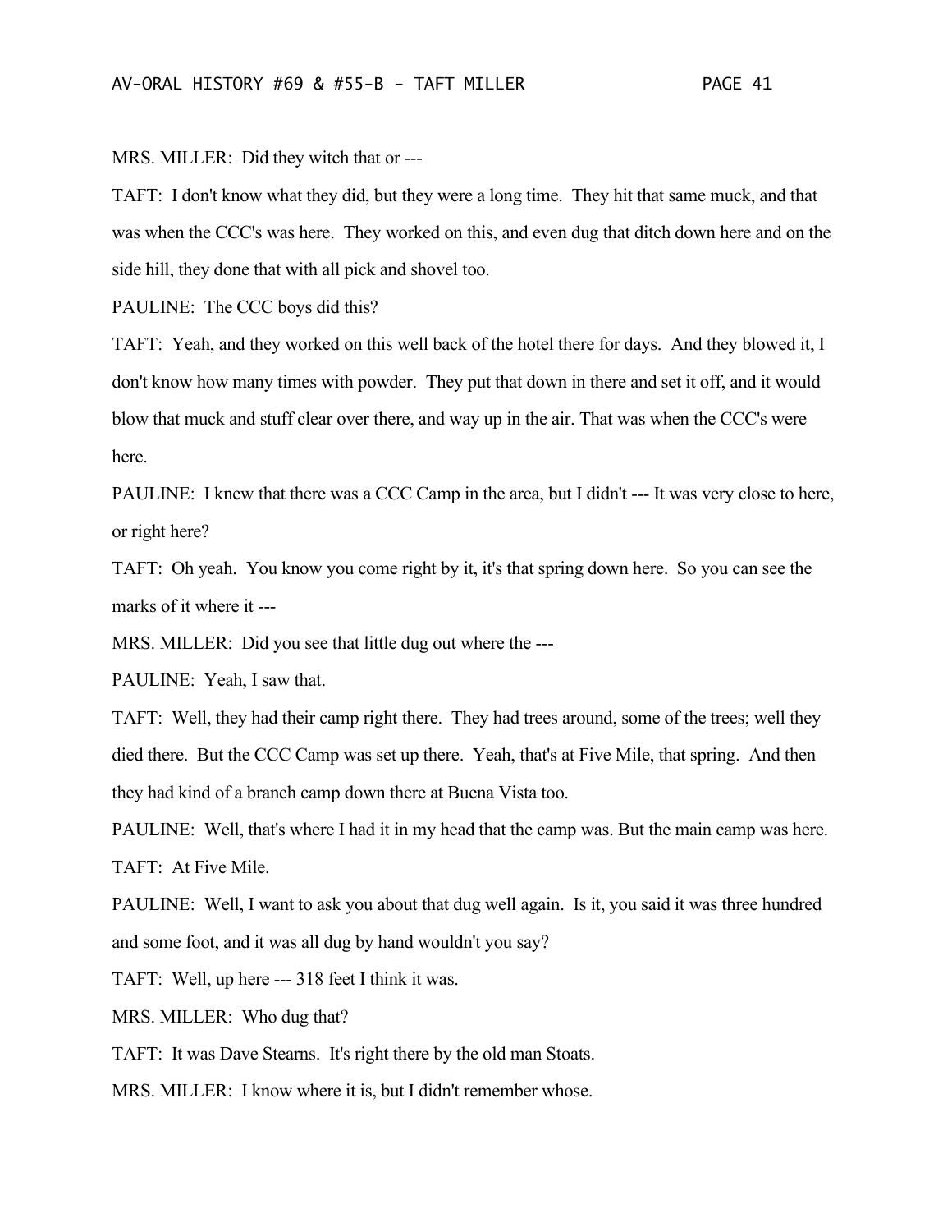MRS. MILLER: Did they witch that or ---

TAFT: I don't know what they did, but they were a long time. They hit that same muck, and that was when the CCC's was here. They worked on this, and even dug that ditch down here and on the side hill, they done that with all pick and shovel too.

PAULINE: The CCC boys did this?

TAFT: Yeah, and they worked on this well back of the hotel there for days. And they blowed it, I don't know how many times with powder. They put that down in there and set it off, and it would blow that muck and stuff clear over there, and way up in the air. That was when the CCC's were here.

PAULINE: I knew that there was a CCC Camp in the area, but I didn't --- It was very close to here, or right here?

TAFT: Oh yeah. You know you come right by it, it's that spring down here. So you can see the marks of it where it ---

MRS. MILLER: Did you see that little dug out where the ---

PAULINE: Yeah, I saw that.

TAFT: Well, they had their camp right there. They had trees around, some of the trees; well they died there. But the CCC Camp was set up there. Yeah, that's at Five Mile, that spring. And then they had kind of a branch camp down there at Buena Vista too.

PAULINE: Well, that's where I had it in my head that the camp was. But the main camp was here.

TAFT: At Five Mile.

PAULINE: Well, I want to ask you about that dug well again. Is it, you said it was three hundred and some foot, and it was all dug by hand wouldn't you say?

TAFT: Well, up here --- 318 feet I think it was.

MRS. MILLER: Who dug that?

TAFT: It was Dave Stearns. It's right there by the old man Stoats.

MRS. MILLER: I know where it is, but I didn't remember whose.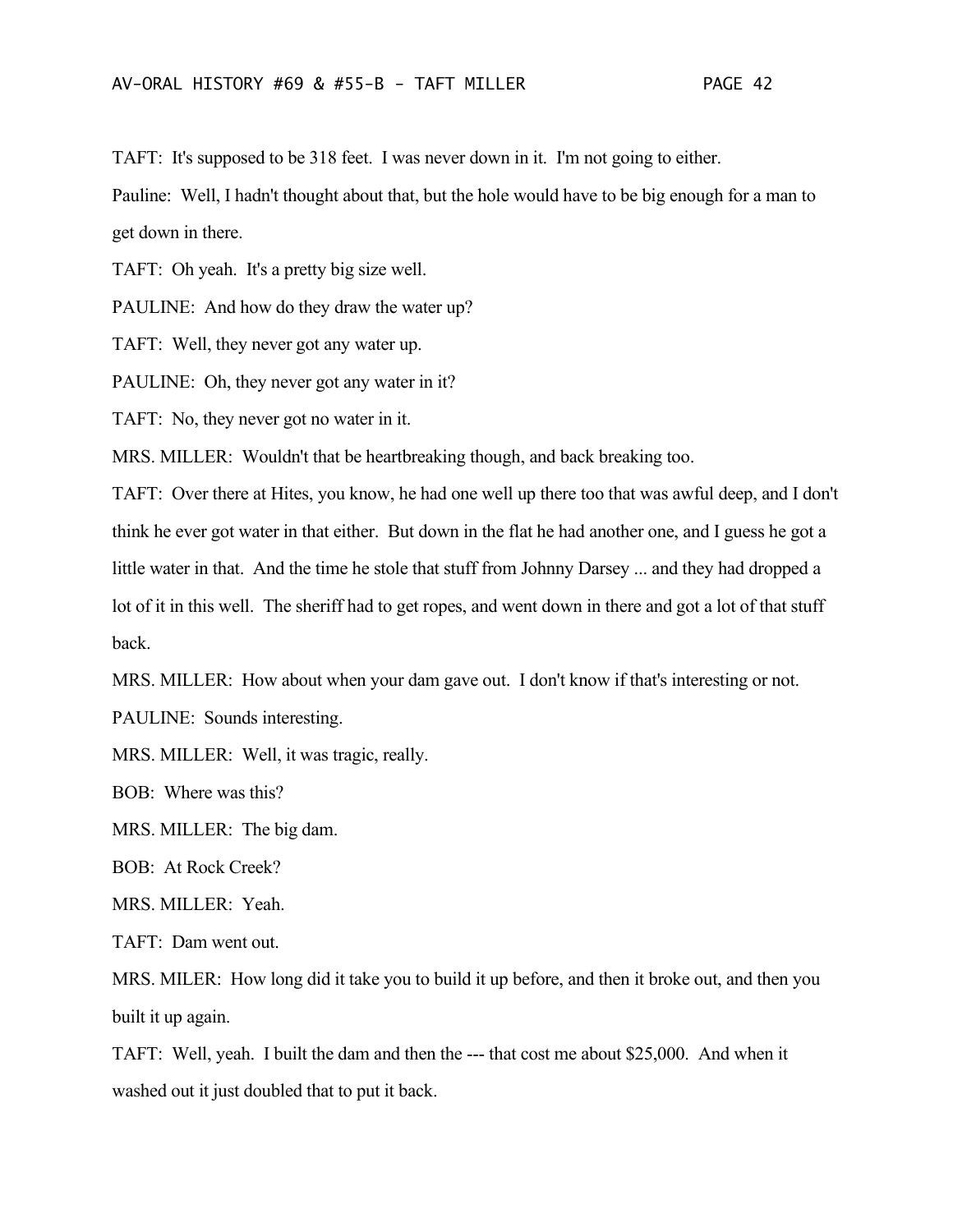TAFT: It's supposed to be 318 feet. I was never down in it. I'm not going to either.

Pauline: Well, I hadn't thought about that, but the hole would have to be big enough for a man to get down in there.

TAFT: Oh yeah. It's a pretty big size well.

PAULINE: And how do they draw the water up?

TAFT: Well, they never got any water up.

PAULINE: Oh, they never got any water in it?

TAFT: No, they never got no water in it.

MRS. MILLER: Wouldn't that be heartbreaking though, and back breaking too.

TAFT: Over there at Hites, you know, he had one well up there too that was awful deep, and I don't think he ever got water in that either. But down in the flat he had another one, and I guess he got a little water in that. And the time he stole that stuff from Johnny Darsey ... and they had dropped a lot of it in this well. The sheriff had to get ropes, and went down in there and got a lot of that stuff back.

MRS. MILLER: How about when your dam gave out. I don't know if that's interesting or not.

PAULINE: Sounds interesting.

MRS. MILLER: Well, it was tragic, really.

BOB: Where was this?

MRS. MILLER: The big dam.

BOB: At Rock Creek?

MRS. MILLER: Yeah.

TAFT: Dam went out.

MRS. MILER: How long did it take you to build it up before, and then it broke out, and then you built it up again.

TAFT: Well, yeah. I built the dam and then the --- that cost me about $25,000. And when it washed out it just doubled that to put it back.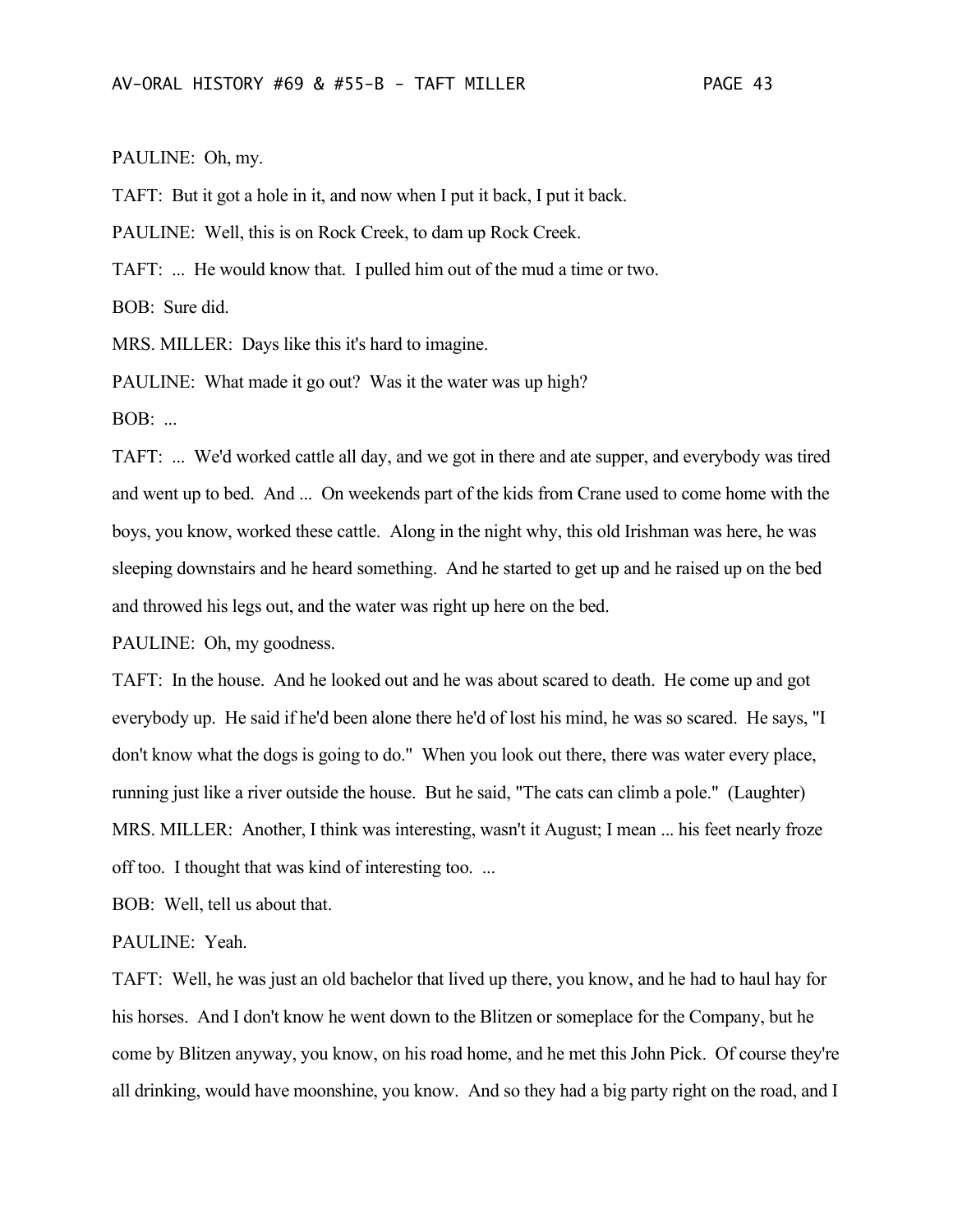PAULINE: Oh, my.

TAFT: But it got a hole in it, and now when I put it back, I put it back.

PAULINE: Well, this is on Rock Creek, to dam up Rock Creek.

TAFT: ... He would know that. I pulled him out of the mud a time or two.

BOB: Sure did.

MRS. MILLER: Days like this it's hard to imagine.

PAULINE: What made it go out? Was it the water was up high?

BOB: ...

TAFT: ... We'd worked cattle all day, and we got in there and ate supper, and everybody was tired and went up to bed. And ... On weekends part of the kids from Crane used to come home with the boys, you know, worked these cattle. Along in the night why, this old Irishman was here, he was sleeping downstairs and he heard something. And he started to get up and he raised up on the bed and throwed his legs out, and the water was right up here on the bed.

PAULINE: Oh, my goodness.

TAFT: In the house. And he looked out and he was about scared to death. He come up and got everybody up. He said if he'd been alone there he'd of lost his mind, he was so scared. He says, "I don't know what the dogs is going to do." When you look out there, there was water every place, running just like a river outside the house. But he said, "The cats can climb a pole." (Laughter)

MRS. MILLER: Another, I think was interesting, wasn't it August; I mean ... his feet nearly froze off too. I thought that was kind of interesting too. ...

BOB: Well, tell us about that.

PAULINE: Yeah.

TAFT: Well, he was just an old bachelor that lived up there, you know, and he had to haul hay for his horses. And I don't know he went down to the Blitzen or someplace for the Company, but he come by Blitzen anyway, you know, on his road home, and he met this John Pick. Of course they're all drinking, would have moonshine, you know. And so they had a big party right on the road, and I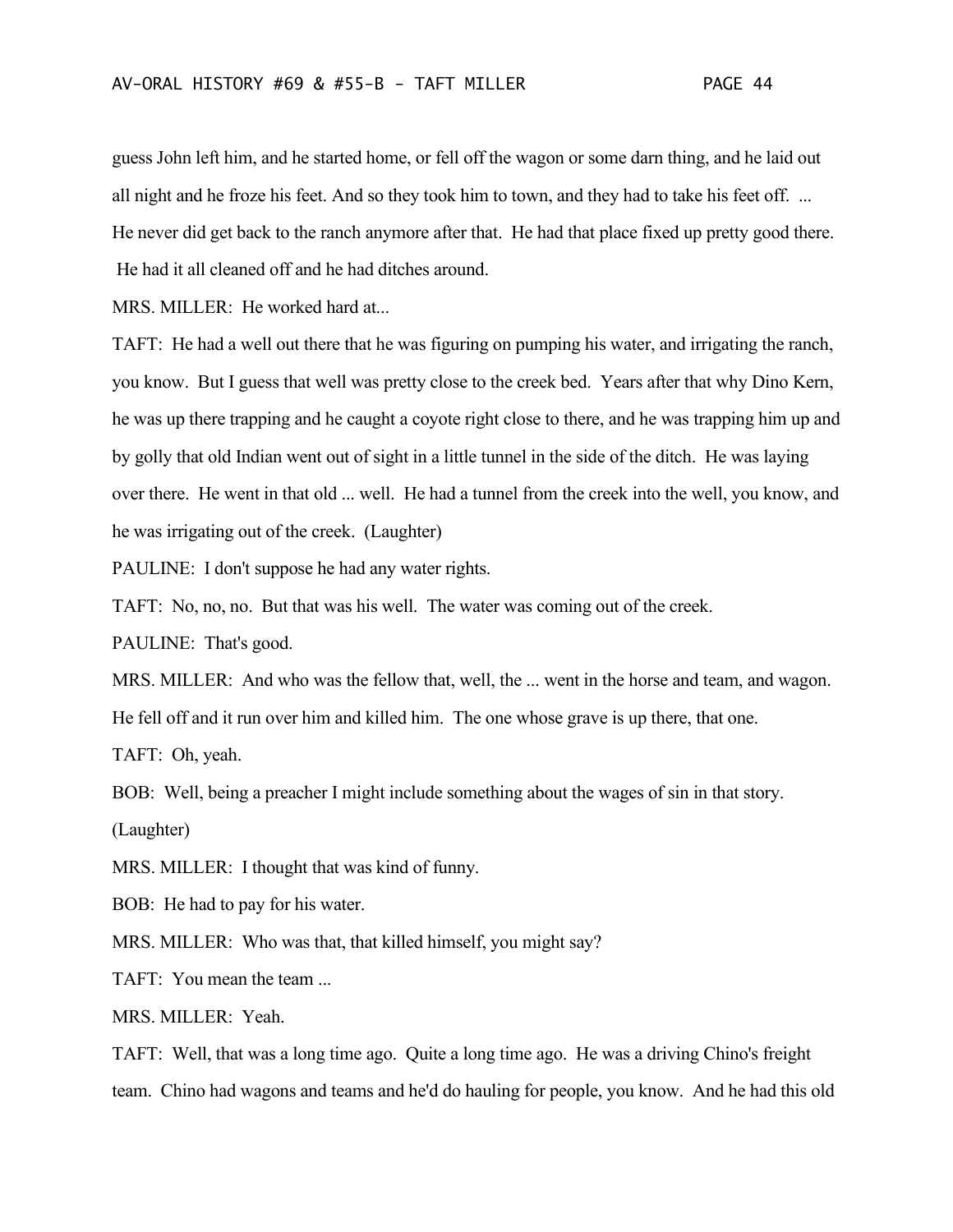guess John left him, and he started home, or fell off the wagon or some darn thing, and he laid out all night and he froze his feet. And so they took him to town, and they had to take his feet off. ... He never did get back to the ranch anymore after that. He had that place fixed up pretty good there. He had it all cleaned off and he had ditches around.

MRS. MILLER: He worked hard at...

TAFT: He had a well out there that he was figuring on pumping his water, and irrigating the ranch, you know. But I guess that well was pretty close to the creek bed. Years after that why Dino Kern, he was up there trapping and he caught a coyote right close to there, and he was trapping him up and by golly that old Indian went out of sight in a little tunnel in the side of the ditch. He was laying over there. He went in that old ... well. He had a tunnel from the creek into the well, you know, and he was irrigating out of the creek. (Laughter)

PAULINE: I don't suppose he had any water rights.

TAFT: No, no, no. But that was his well. The water was coming out of the creek.

PAULINE: That's good.

MRS. MILLER: And who was the fellow that, well, the ... went in the horse and team, and wagon. He fell off and it run over him and killed him. The one whose grave is up there, that one.

TAFT: Oh, yeah.

BOB: Well, being a preacher I might include something about the wages of sin in that story. (Laughter)

MRS. MILLER: I thought that was kind of funny.

BOB: He had to pay for his water.

MRS. MILLER: Who was that, that killed himself, you might say?

TAFT: You mean the team ...

MRS. MILLER: Yeah.

TAFT: Well, that was a long time ago. Quite a long time ago. He was a driving Chino's freight team. Chino had wagons and teams and he'd do hauling for people, you know. And he had this old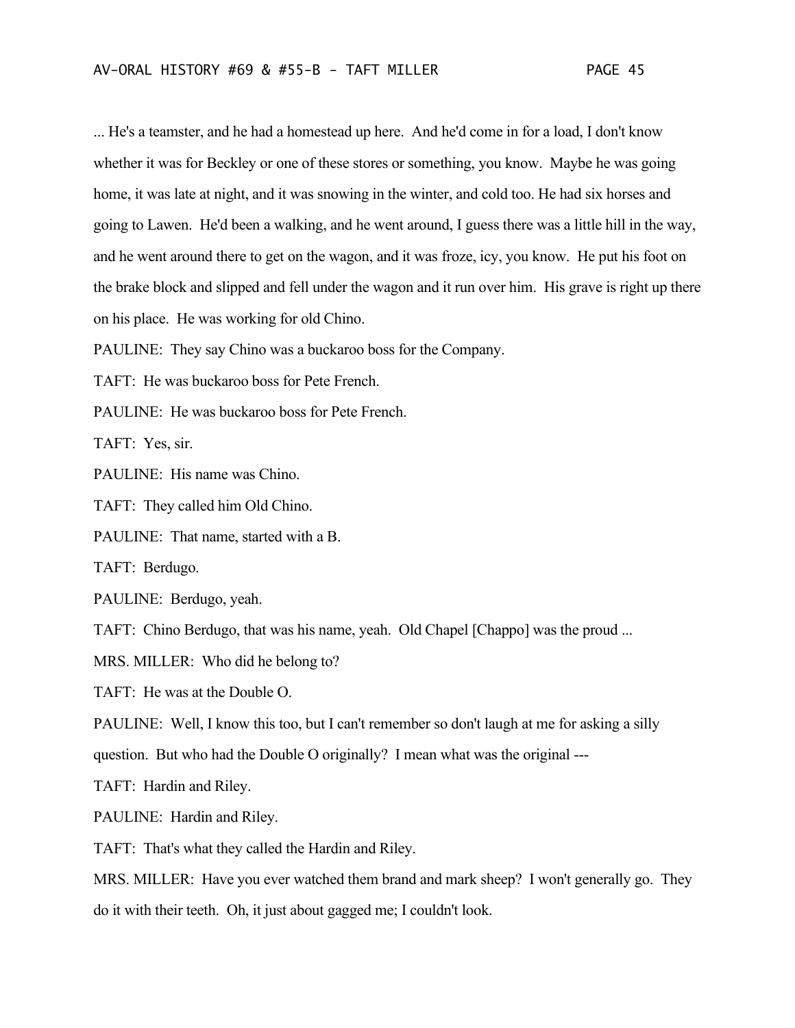... He's a teamster, and he had a homestead up here. And he'd come in for a load, I don't know whether it was for Beckley or one of these stores or something, you know. Maybe he was going home, it was late at night, and it was snowing in the winter, and cold too. He had six horses and going to Lawen. He'd been a walking, and he went around, I guess there was a little hill in the way, and he went around there to get on the wagon, and it was froze, icy, you know. He put his foot on the brake block and slipped and fell under the wagon and it run over him. His grave is right up there on his place. He was working for old Chino.

PAULINE: They say Chino was a buckaroo boss for the Company.

TAFT: He was buckaroo boss for Pete French.

PAULINE: He was buckaroo boss for Pete French.

TAFT: Yes, sir.

PAULINE: His name was Chino.

TAFT: They called him Old Chino.

PAULINE: That name, started with a B.

TAFT: Berdugo.

PAULINE: Berdugo, yeah.

TAFT: Chino Berdugo, that was his name, yeah. Old Chapel [Chappo] was the proud ...

MRS. MILLER: Who did he belong to?

TAFT: He was at the Double O.

PAULINE: Well, I know this too, but I can't remember so don't laugh at me for asking a silly question. But who had the Double O originally? I mean what was the original ---

TAFT: Hardin and Riley.

PAULINE: Hardin and Riley.

TAFT: That's what they called the Hardin and Riley.

MRS. MILLER: Have you ever watched them brand and mark sheep? I won't generally go. They do it with their teeth. Oh, it just about gagged me; I couldn't look.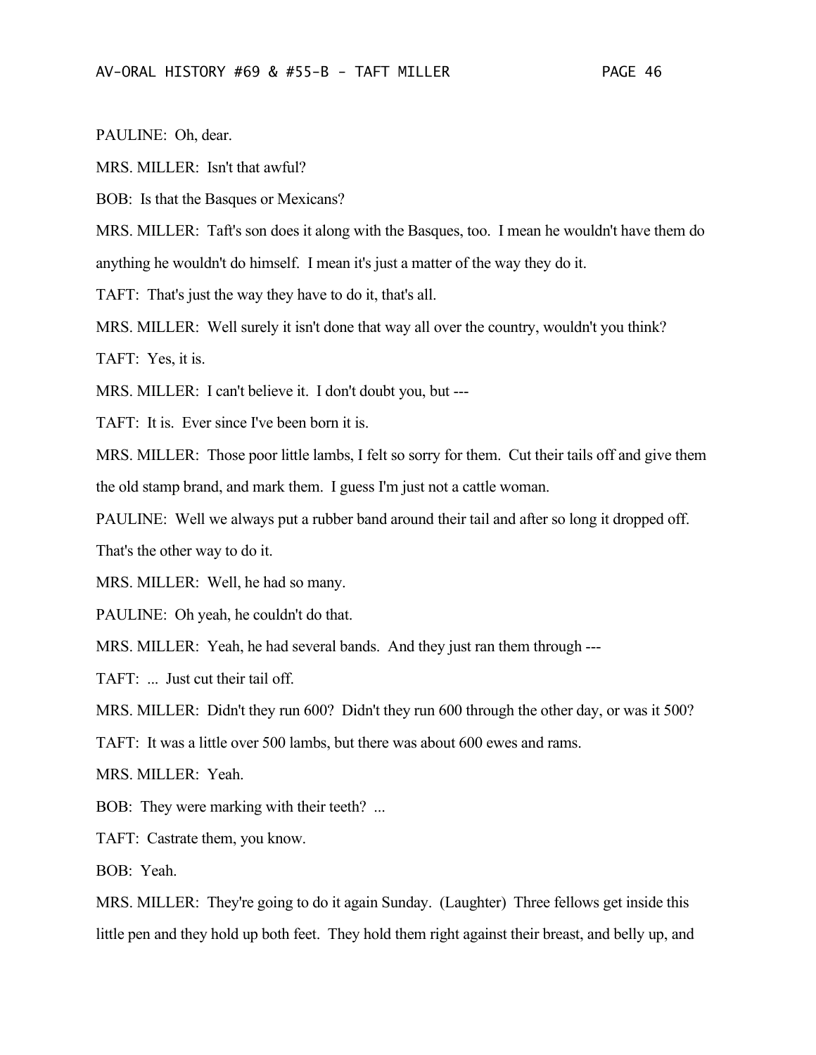PAULINE: Oh, dear.

MRS. MILLER: Isn't that awful?

BOB: Is that the Basques or Mexicans?

MRS. MILLER: Taft's son does it along with the Basques, too. I mean he wouldn't have them do anything he wouldn't do himself. I mean it's just a matter of the way they do it.

TAFT: That's just the way they have to do it, that's all.

MRS. MILLER: Well surely it isn't done that way all over the country, wouldn't you think?

TAFT: Yes, it is.

MRS. MILLER: I can't believe it. I don't doubt you, but ---

TAFT: It is. Ever since I've been born it is.

MRS. MILLER: Those poor little lambs, I felt so sorry for them. Cut their tails off and give them the old stamp brand, and mark them. I guess I'm just not a cattle woman.

PAULINE: Well we always put a rubber band around their tail and after so long it dropped off. That's the other way to do it.

MRS. MILLER: Well, he had so many.

PAULINE: Oh yeah, he couldn't do that.

MRS. MILLER: Yeah, he had several bands. And they just ran them through ---

TAFT: ... Just cut their tail off.

MRS. MILLER: Didn't they run 600? Didn't they run 600 through the other day, or was it 500?

TAFT: It was a little over 500 lambs, but there was about 600 ewes and rams.

MRS. MILLER: Yeah.

BOB: They were marking with their teeth? ...

TAFT: Castrate them, you know.

BOB: Yeah.

MRS. MILLER: They're going to do it again Sunday. (Laughter) Three fellows get inside this little pen and they hold up both feet. They hold them right against their breast, and belly up, and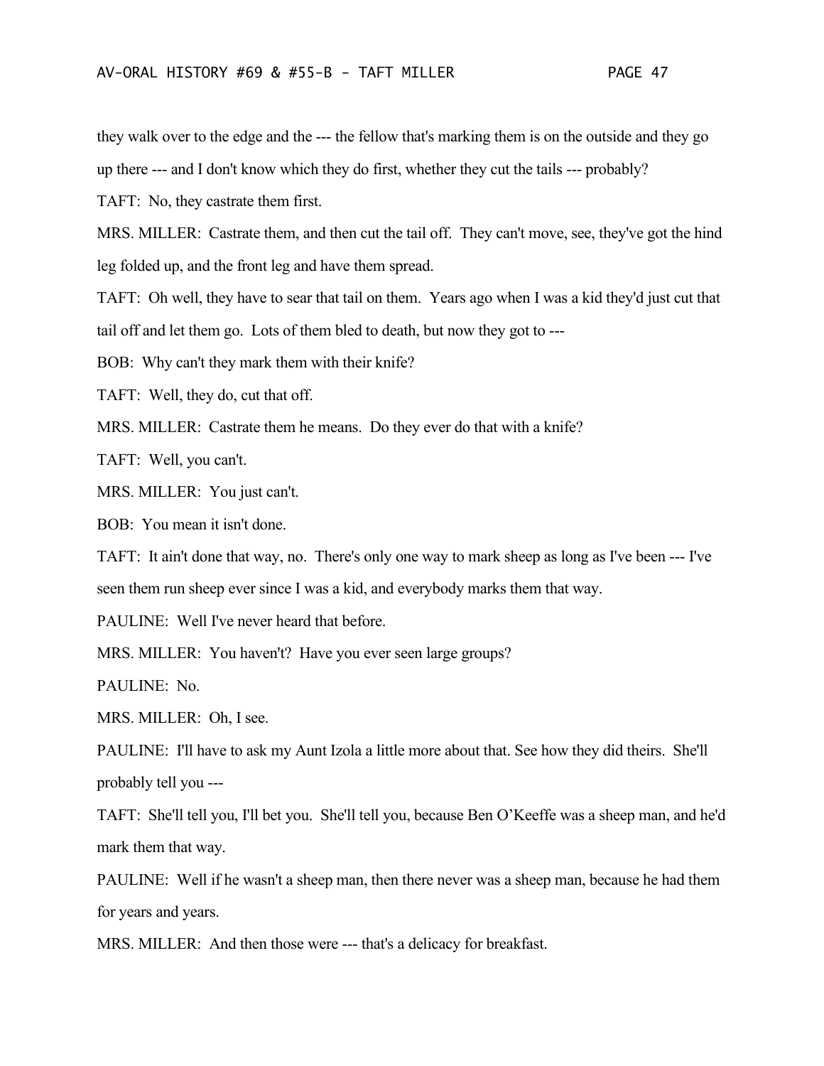they walk over to the edge and the --- the fellow that's marking them is on the outside and they go up there --- and I don't know which they do first, whether they cut the tails --- probably?

TAFT: No, they castrate them first.

MRS. MILLER: Castrate them, and then cut the tail off. They can't move, see, they've got the hind leg folded up, and the front leg and have them spread.

TAFT: Oh well, they have to sear that tail on them. Years ago when I was a kid they'd just cut that tail off and let them go. Lots of them bled to death, but now they got to ---

BOB: Why can't they mark them with their knife?

TAFT: Well, they do, cut that off.

MRS. MILLER: Castrate them he means. Do they ever do that with a knife?

TAFT: Well, you can't.

MRS. MILLER: You just can't.

BOB: You mean it isn't done.

TAFT: It ain't done that way, no. There's only one way to mark sheep as long as I've been --- I've seen them run sheep ever since I was a kid, and everybody marks them that way.

PAULINE: Well I've never heard that before.

MRS. MILLER: You haven't? Have you ever seen large groups?

PAULINE: No.

MRS. MILLER: Oh, I see.

PAULINE: I'll have to ask my Aunt Izola a little more about that. See how they did theirs. She'll probably tell you ---

TAFT: She'll tell you, I'll bet you. She'll tell you, because Ben O'Keeffe was a sheep man, and he'd mark them that way.

PAULINE: Well if he wasn't a sheep man, then there never was a sheep man, because he had them for years and years.

MRS. MILLER: And then those were --- that's a delicacy for breakfast.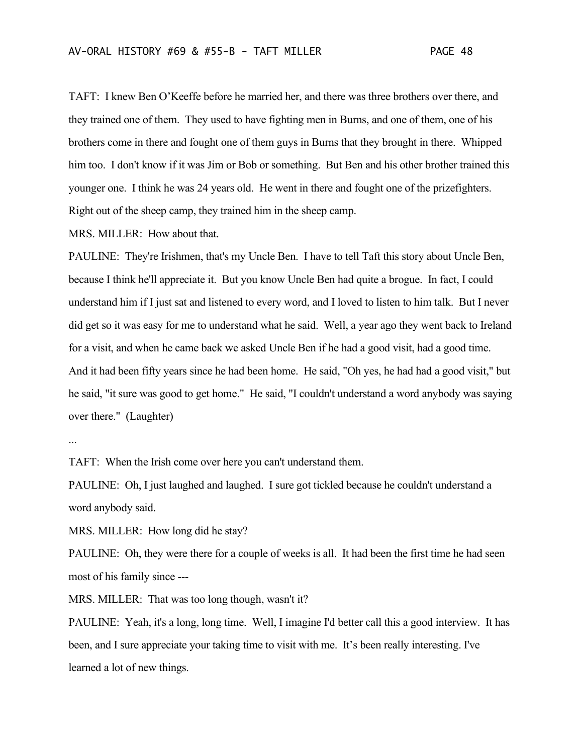TAFT: I knew Ben O'Keeffe before he married her, and there was three brothers over there, and they trained one of them. They used to have fighting men in Burns, and one of them, one of his brothers come in there and fought one of them guys in Burns that they brought in there. Whipped him too. I don't know if it was Jim or Bob or something. But Ben and his other brother trained this younger one. I think he was 24 years old. He went in there and fought one of the prizefighters. Right out of the sheep camp, they trained him in the sheep camp.

MRS. MILLER: How about that.

PAULINE: They're Irishmen, that's my Uncle Ben. I have to tell Taft this story about Uncle Ben, because I think he'll appreciate it. But you know Uncle Ben had quite a brogue. In fact, I could understand him if I just sat and listened to every word, and I loved to listen to him talk. But I never did get so it was easy for me to understand what he said. Well, a year ago they went back to Ireland for a visit, and when he came back we asked Uncle Ben if he had a good visit, had a good time. And it had been fifty years since he had been home. He said, "Oh yes, he had had a good visit," but he said, "it sure was good to get home." He said, "I couldn't understand a word anybody was saying over there." (Laughter)

...

TAFT: When the Irish come over here you can't understand them.

PAULINE: Oh, I just laughed and laughed. I sure got tickled because he couldn't understand a word anybody said.

MRS. MILLER: How long did he stay?

PAULINE: Oh, they were there for a couple of weeks is all. It had been the first time he had seen most of his family since ---

MRS. MILLER: That was too long though, wasn't it?

PAULINE: Yeah, it's a long, long time. Well, I imagine I'd better call this a good interview. It has been, and I sure appreciate your taking time to visit with me. It's been really interesting. I've learned a lot of new things.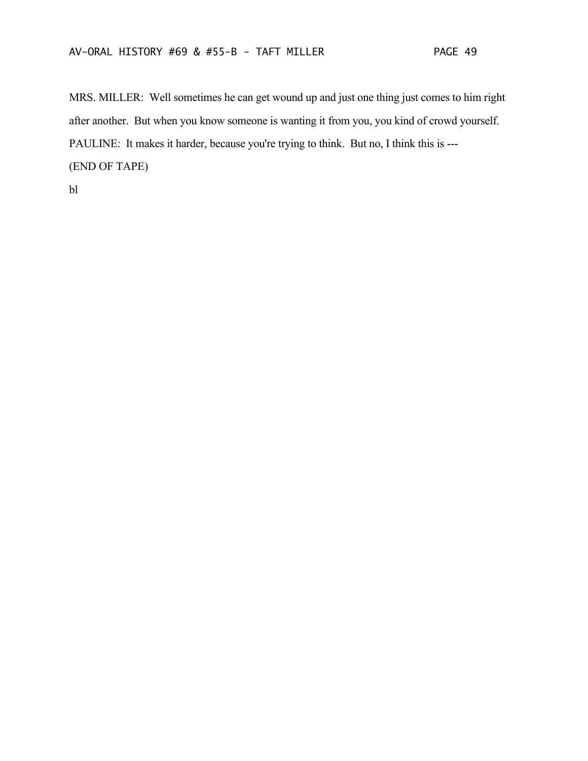MRS. MILLER: Well sometimes he can get wound up and just one thing just comes to him right after another. But when you know someone is wanting it from you, you kind of crowd yourself.

PAULINE: It makes it harder, because you're trying to think. But no, I think this is ---

(END OF TAPE)

bl